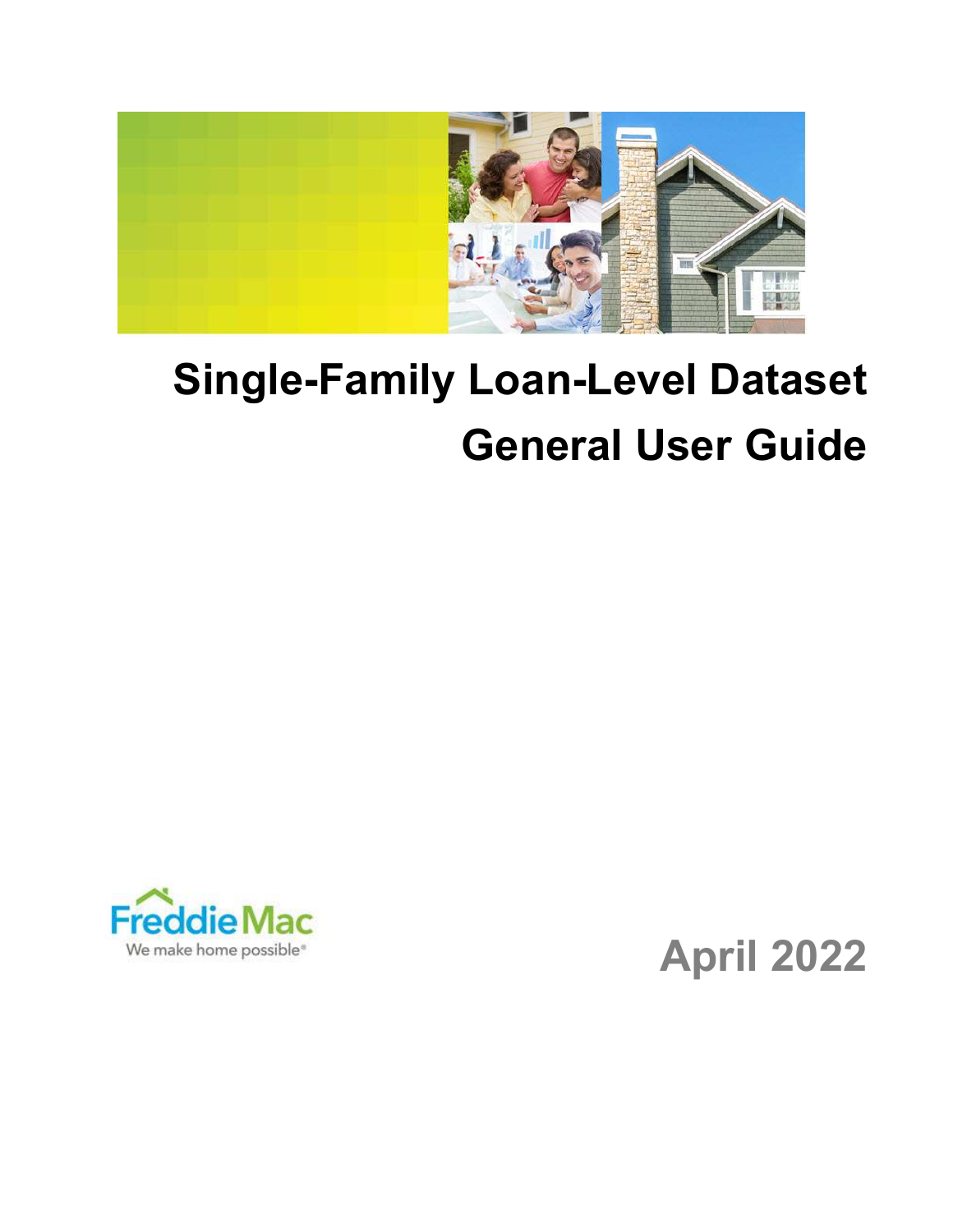# Single-Family Loan-Level Dataset

# General User Guide

Freddie Mac

We make home possible®

April 2022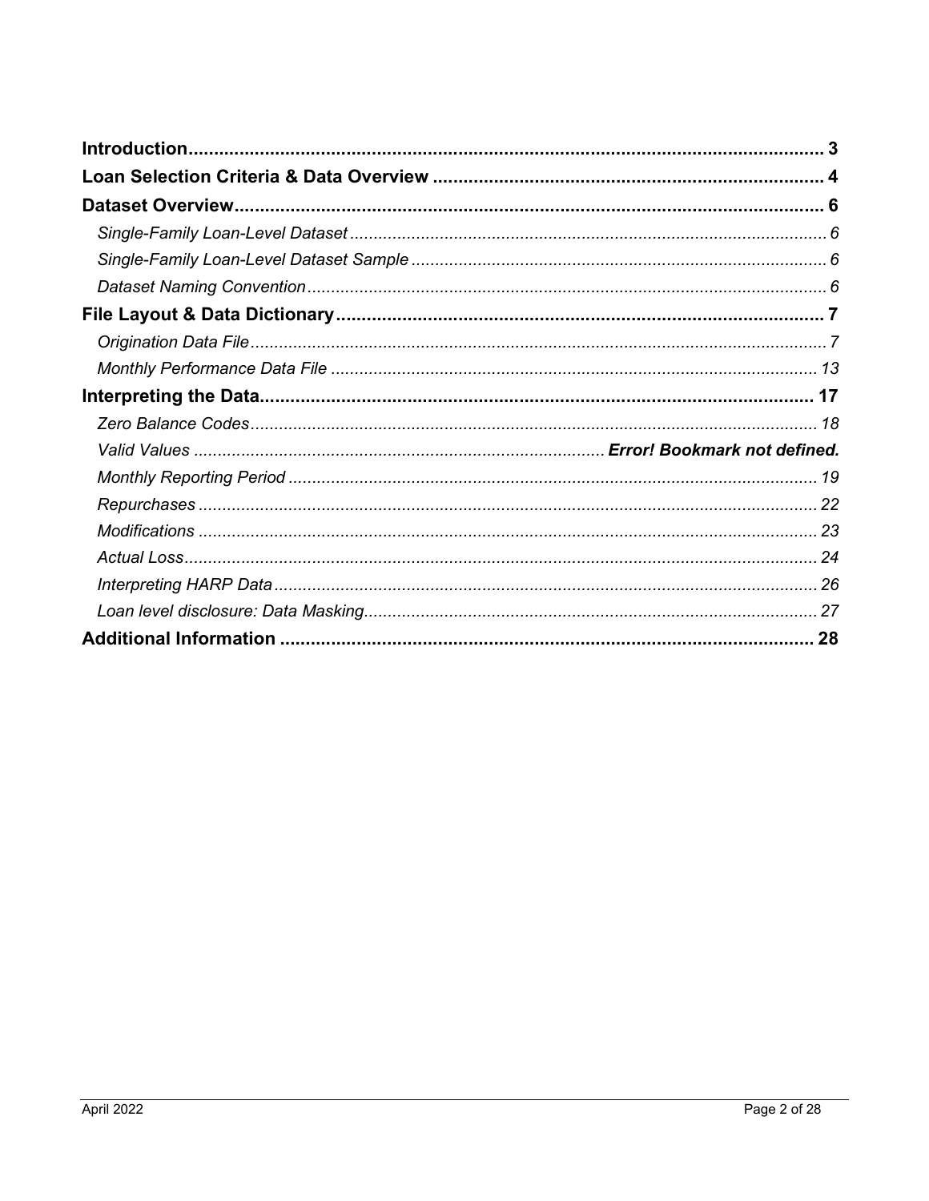**Introduction** ........................................................................................................................ 3

**Loan Selection Criteria & Data Overview** ........................................................................... 4

**Dataset Overview** ................................................................................................................ 6

*Single-Family Loan-Level Dataset* ......................................................................................... 6

*Single-Family Loan-Level Dataset Sample* ........................................................................... 6

*Dataset Naming Convention* ................................................................................................ 6

**File Layout & Data Dictionary** ............................................................................................ 7

*Origination Data File* ............................................................................................................ 7

*Monthly Performance Data File* .......................................................................................... 13

**Interpreting the Data** ......................................................................................................... 17

*Zero Balance Codes* ........................................................................................................... 18

*Valid Values* ........................................................................................ ***Error! Bookmark not defined.***

*Monthly Reporting Period* ................................................................................................... 19

*Repurchases* ....................................................................................................................... 22

*Modifications* ...................................................................................................................... 23

*Actual Loss* ......................................................................................................................... 24

*Interpreting HARP Data* ...................................................................................................... 26

*Loan level disclosure: Data Masking* .................................................................................. 27

**Additional Information** ....................................................................................................... 28

April 2022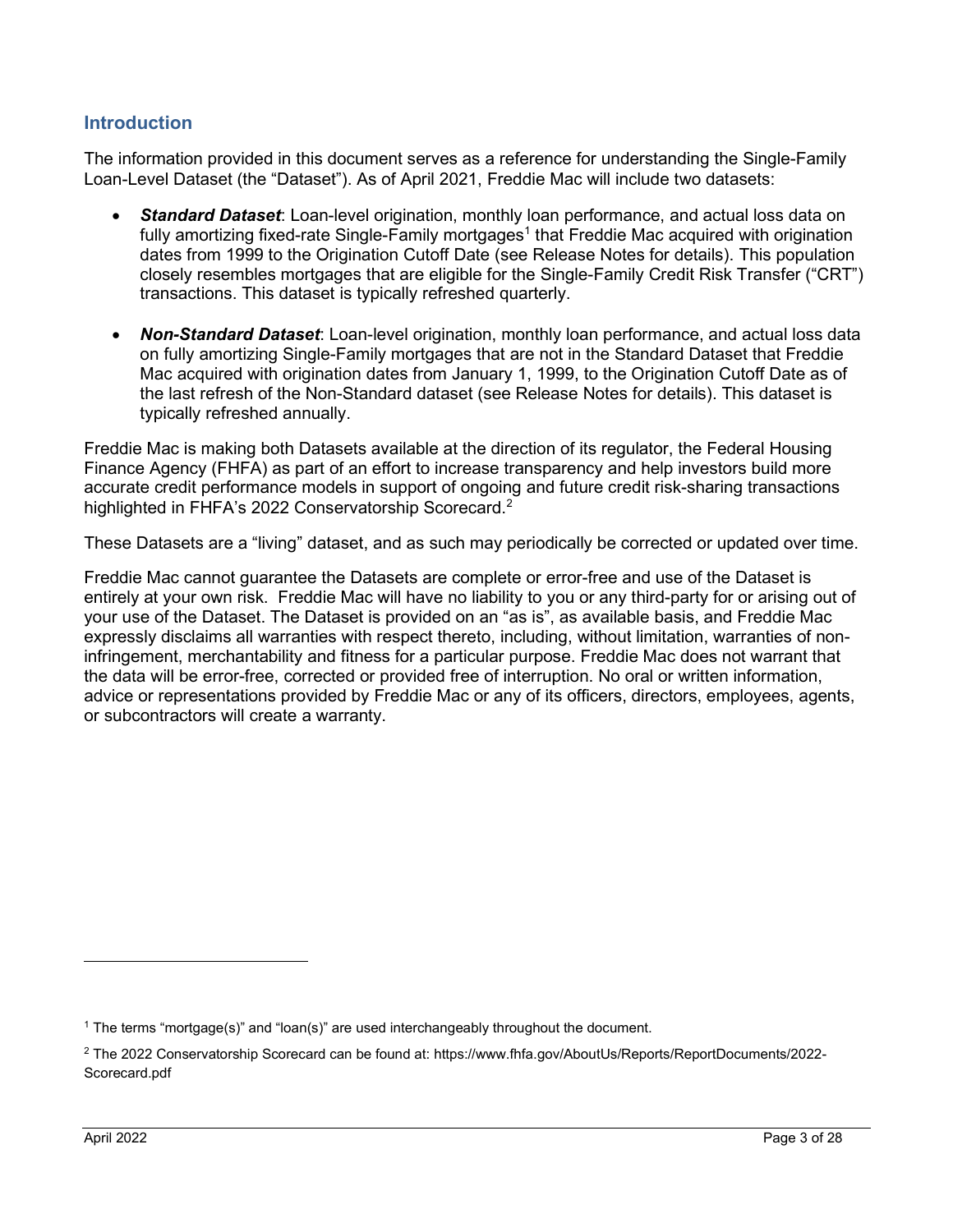## Introduction

The information provided in this document serves as a reference for understanding the Single-Family Loan-Level Dataset (the "Dataset"). As of April 2021, Freddie Mac will include two datasets:

- ***Standard Dataset***: Loan-level origination, monthly loan performance, and actual loss data on fully amortizing fixed-rate Single-Family mortgages[1] that Freddie Mac acquired with origination dates from 1999 to the Origination Cutoff Date (see Release Notes for details). This population closely resembles mortgages that are eligible for the Single-Family Credit Risk Transfer ("CRT") transactions. This dataset is typically refreshed quarterly.

- ***Non-Standard Dataset***: Loan-level origination, monthly loan performance, and actual loss data on fully amortizing Single-Family mortgages that are not in the Standard Dataset that Freddie Mac acquired with origination dates from January 1, 1999, to the Origination Cutoff Date as of the last refresh of the Non-Standard dataset (see Release Notes for details). This dataset is typically refreshed annually.

Freddie Mac is making both Datasets available at the direction of its regulator, the Federal Housing Finance Agency (FHFA) as part of an effort to increase transparency and help investors build more accurate credit performance models in support of ongoing and future credit risk-sharing transactions highlighted in FHFA's 2022 Conservatorship Scorecard.[2]

These Datasets are a "living" dataset, and as such may periodically be corrected or updated over time.

Freddie Mac cannot guarantee the Datasets are complete or error-free and use of the Dataset is entirely at your own risk. Freddie Mac will have no liability to you or any third-party for or arising out of your use of the Dataset. The Dataset is provided on an "as is", as available basis, and Freddie Mac expressly disclaims all warranties with respect thereto, including, without limitation, warranties of non-infringement, merchantability and fitness for a particular purpose. Freddie Mac does not warrant that the data will be error-free, corrected or provided free of interruption. No oral or written information, advice or representations provided by Freddie Mac or any of its officers, directors, employees, agents, or subcontractors will create a warranty.

---

[1] The terms "mortgage(s)" and "loan(s)" are used interchangeably throughout the document.

[2] The 2022 Conservatorship Scorecard can be found at: https://www.fhfa.gov/AboutUs/Reports/ReportDocuments/2022-Scorecard.pdf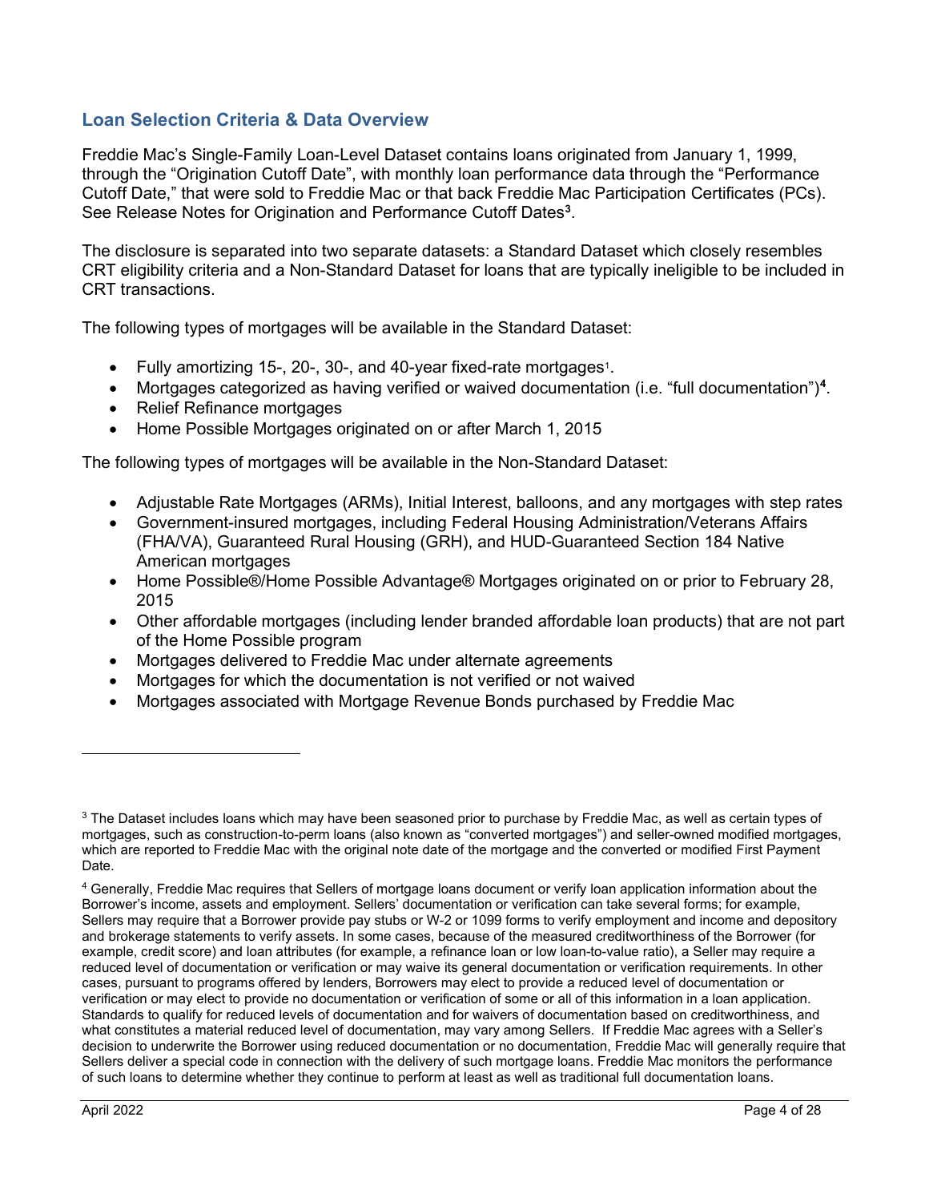## Loan Selection Criteria & Data Overview

Freddie Mac's Single-Family Loan-Level Dataset contains loans originated from January 1, 1999, through the "Origination Cutoff Date", with monthly loan performance data through the "Performance Cutoff Date," that were sold to Freddie Mac or that back Freddie Mac Participation Certificates (PCs). See Release Notes for Origination and Performance Cutoff Dates[3].

The disclosure is separated into two separate datasets: a Standard Dataset which closely resembles CRT eligibility criteria and a Non-Standard Dataset for loans that are typically ineligible to be included in CRT transactions.

The following types of mortgages will be available in the Standard Dataset:

- Fully amortizing 15-, 20-, 30-, and 40-year fixed-rate mortgages[1].
- Mortgages categorized as having verified or waived documentation (i.e. "full documentation")[4].
- Relief Refinance mortgages
- Home Possible Mortgages originated on or after March 1, 2015

The following types of mortgages will be available in the Non-Standard Dataset:

- Adjustable Rate Mortgages (ARMs), Initial Interest, balloons, and any mortgages with step rates
- Government-insured mortgages, including Federal Housing Administration/Veterans Affairs (FHA/VA), Guaranteed Rural Housing (GRH), and HUD-Guaranteed Section 184 Native American mortgages
- Home Possible®/Home Possible Advantage® Mortgages originated on or prior to February 28, 2015
- Other affordable mortgages (including lender branded affordable loan products) that are not part of the Home Possible program
- Mortgages delivered to Freddie Mac under alternate agreements
- Mortgages for which the documentation is not verified or not waived
- Mortgages associated with Mortgage Revenue Bonds purchased by Freddie Mac

---

[3] The Dataset includes loans which may have been seasoned prior to purchase by Freddie Mac, as well as certain types of mortgages, such as construction-to-perm loans (also known as "converted mortgages") and seller-owned modified mortgages, which are reported to Freddie Mac with the original note date of the mortgage and the converted or modified First Payment Date.

[4] Generally, Freddie Mac requires that Sellers of mortgage loans document or verify loan application information about the Borrower's income, assets and employment. Sellers' documentation or verification can take several forms; for example, Sellers may require that a Borrower provide pay stubs or W-2 or 1099 forms to verify employment and income and depository and brokerage statements to verify assets. In some cases, because of the measured creditworthiness of the Borrower (for example, credit score) and loan attributes (for example, a refinance loan or low loan-to-value ratio), a Seller may require a reduced level of documentation or verification or may waive its general documentation or verification requirements. In other cases, pursuant to programs offered by lenders, Borrowers may elect to provide a reduced level of documentation or verification or may elect to provide no documentation or verification of some or all of this information in a loan application. Standards to qualify for reduced levels of documentation and for waivers of documentation based on creditworthiness, and what constitutes a material reduced level of documentation, may vary among Sellers. If Freddie Mac agrees with a Seller's decision to underwrite the Borrower using reduced documentation or no documentation, Freddie Mac will generally require that Sellers deliver a special code in connection with the delivery of such mortgage loans. Freddie Mac monitors the performance of such loans to determine whether they continue to perform at least as well as traditional full documentation loans.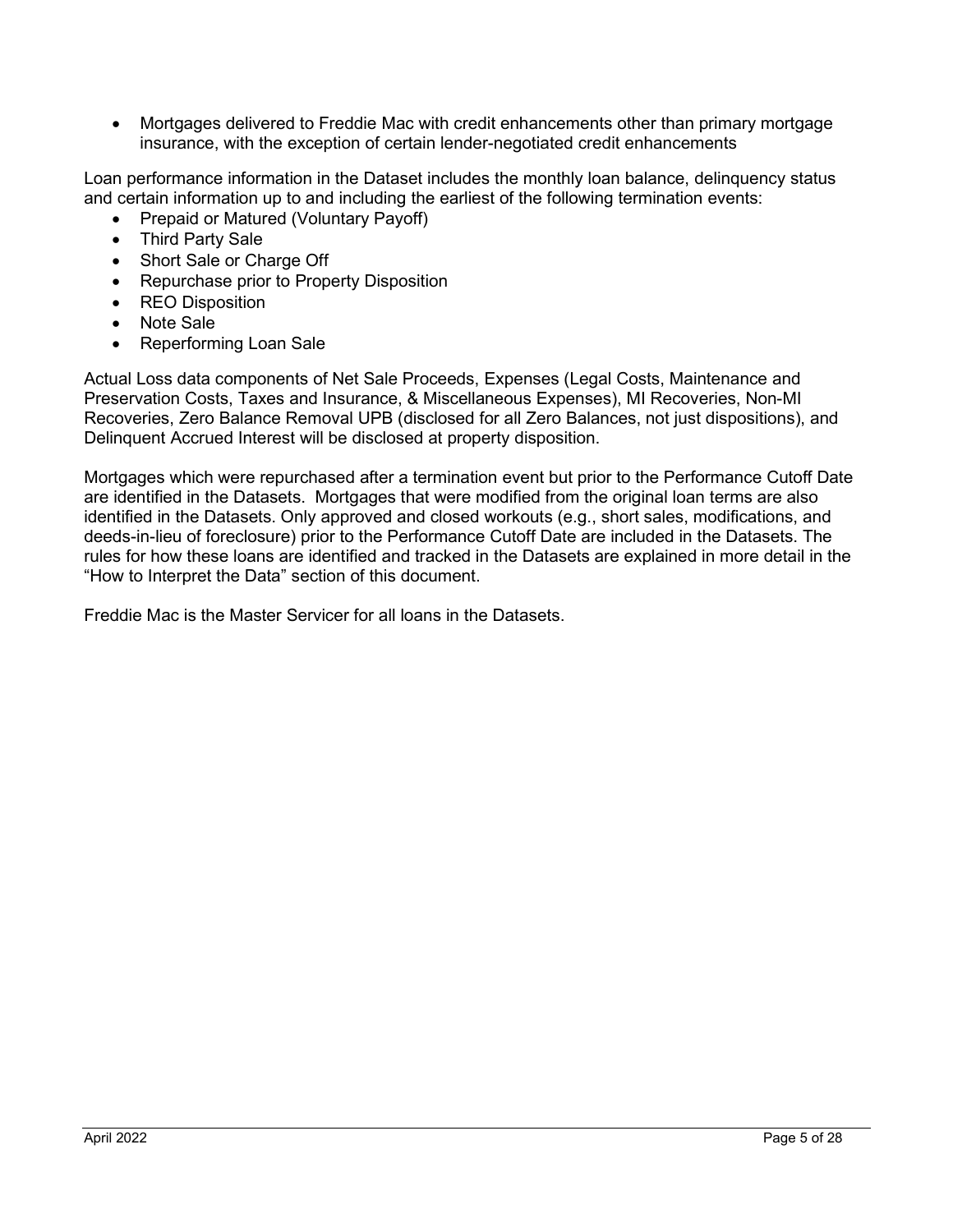- Mortgages delivered to Freddie Mac with credit enhancements other than primary mortgage insurance, with the exception of certain lender-negotiated credit enhancements

Loan performance information in the Dataset includes the monthly loan balance, delinquency status and certain information up to and including the earliest of the following termination events:

- Prepaid or Matured (Voluntary Payoff)
- Third Party Sale
- Short Sale or Charge Off
- Repurchase prior to Property Disposition
- REO Disposition
- Note Sale
- Reperforming Loan Sale

Actual Loss data components of Net Sale Proceeds, Expenses (Legal Costs, Maintenance and Preservation Costs, Taxes and Insurance, & Miscellaneous Expenses), MI Recoveries, Non-MI Recoveries, Zero Balance Removal UPB (disclosed for all Zero Balances, not just dispositions), and Delinquent Accrued Interest will be disclosed at property disposition.

Mortgages which were repurchased after a termination event but prior to the Performance Cutoff Date are identified in the Datasets. Mortgages that were modified from the original loan terms are also identified in the Datasets. Only approved and closed workouts (e.g., short sales, modifications, and deeds-in-lieu of foreclosure) prior to the Performance Cutoff Date are included in the Datasets. The rules for how these loans are identified and tracked in the Datasets are explained in more detail in the "How to Interpret the Data" section of this document.

Freddie Mac is the Master Servicer for all loans in the Datasets.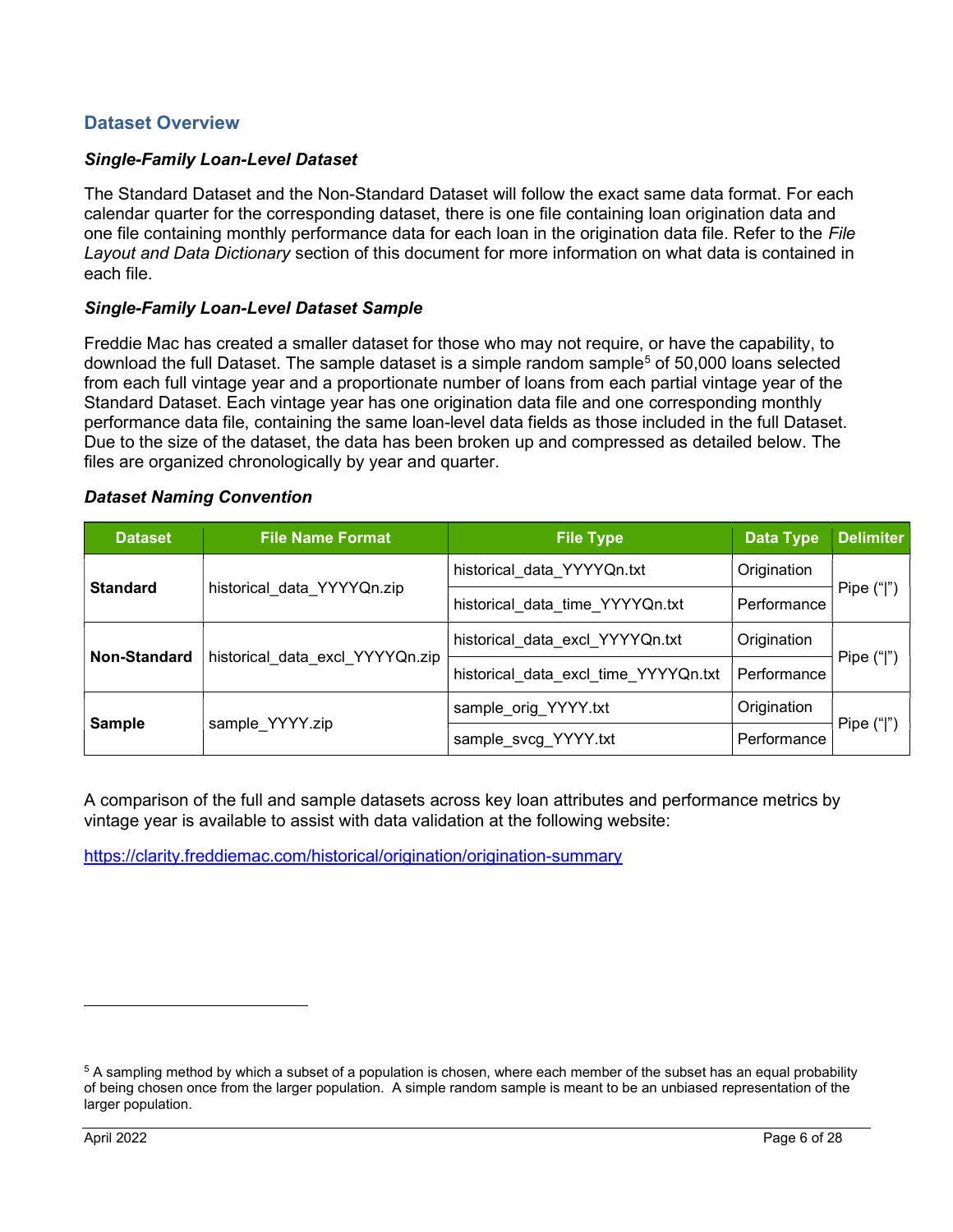## Dataset Overview

### *Single-Family Loan-Level Dataset*

The Standard Dataset and the Non-Standard Dataset will follow the exact same data format. For each calendar quarter for the corresponding dataset, there is one file containing loan origination data and one file containing monthly performance data for each loan in the origination data file. Refer to the *File Layout and Data Dictionary* section of this document for more information on what data is contained in each file.

### *Single-Family Loan-Level Dataset Sample*

Freddie Mac has created a smaller dataset for those who may not require, or have the capability, to download the full Dataset. The sample dataset is a simple random sample[5] of 50,000 loans selected from each full vintage year and a proportionate number of loans from each partial vintage year of the Standard Dataset. Each vintage year has one origination data file and one corresponding monthly performance data file, containing the same loan-level data fields as those included in the full Dataset. Due to the size of the dataset, the data has been broken up and compressed as detailed below. The files are organized chronologically by year and quarter.

### *Dataset Naming Convention*

| Dataset | File Name Format | File Type | Data Type | Delimiter |
|---|---|---|---|---|
| **Standard** | historical_data_YYYYQn.zip | historical_data_YYYYQn.txt | Origination | Pipe ("\|") |
| | | historical_data_time_YYYYQn.txt | Performance | |
| **Non-Standard** | historical_data_excl_YYYYQn.zip | historical_data_excl_YYYYQn.txt | Origination | Pipe ("\|") |
| | | historical_data_excl_time_YYYYQn.txt | Performance | |
| **Sample** | sample_YYYY.zip | sample_orig_YYYY.txt | Origination | Pipe ("\|") |
| | | sample_svcg_YYYY.txt | Performance | |

A comparison of the full and sample datasets across key loan attributes and performance metrics by vintage year is available to assist with data validation at the following website:

https://clarity.freddiemac.com/historical/origination/origination-summary

---

[5] A sampling method by which a subset of a population is chosen, where each member of the subset has an equal probability of being chosen once from the larger population. A simple random sample is meant to be an unbiased representation of the larger population.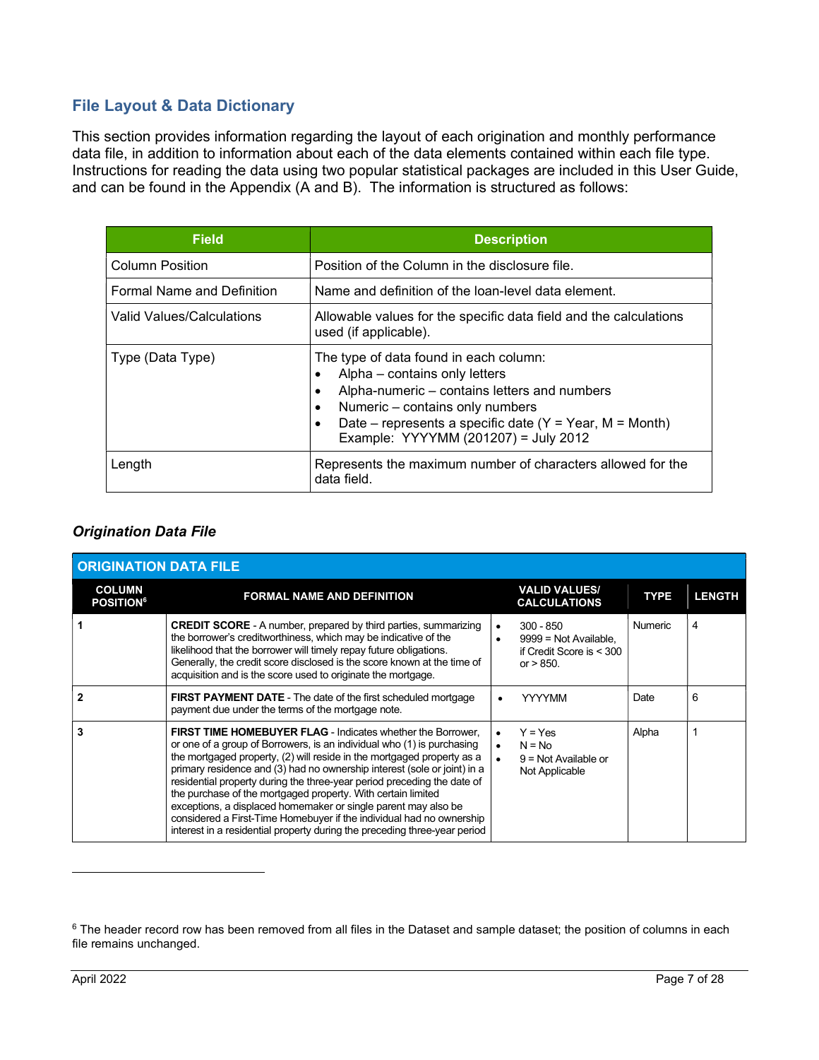## File Layout & Data Dictionary

This section provides information regarding the layout of each origination and monthly performance data file, in addition to information about each of the data elements contained within each file type. Instructions for reading the data using two popular statistical packages are included in this User Guide, and can be found in the Appendix (A and B). The information is structured as follows:

| Field | Description |
|---|---|
| Column Position | Position of the Column in the disclosure file. |
| Formal Name and Definition | Name and definition of the loan-level data element. |
| Valid Values/Calculations | Allowable values for the specific data field and the calculations used (if applicable). |
| Type (Data Type) | The type of data found in each column:<br>• Alpha – contains only letters<br>• Alpha-numeric – contains letters and numbers<br>• Numeric – contains only numbers<br>• Date – represents a specific date (Y = Year, M = Month) Example: YYYYMM (201207) = July 2012 |
| Length | Represents the maximum number of characters allowed for the data field. |

### *Origination Data File*

| ORIGINATION DATA FILE | | | | |
|---|---|---|---|---|
| **COLUMN POSITION**[6] | **FORMAL NAME AND DEFINITION** | **VALID VALUES/ CALCULATIONS** | **TYPE** | **LENGTH** |
| 1 | **CREDIT SCORE** - A number, prepared by third parties, summarizing the borrower's creditworthiness, which may be indicative of the likelihood that the borrower will timely repay future obligations. Generally, the credit score disclosed is the score known at the time of acquisition and is the score used to originate the mortgage. | • 300 - 850<br>• 9999 = Not Available, if Credit Score is < 300 or > 850. | Numeric | 4 |
| 2 | **FIRST PAYMENT DATE** - The date of the first scheduled mortgage payment due under the terms of the mortgage note. | • YYYYMM | Date | 6 |
| 3 | **FIRST TIME HOMEBUYER FLAG** - Indicates whether the Borrower, or one of a group of Borrowers, is an individual who (1) is purchasing the mortgaged property, (2) will reside in the mortgaged property as a primary residence and (3) had no ownership interest (sole or joint) in a residential property during the three-year period preceding the date of the purchase of the mortgaged property. With certain limited exceptions, a displaced homemaker or single parent may also be considered a First-Time Homebuyer if the individual had no ownership interest in a residential property during the preceding three-year period | • Y = Yes<br>• N = No<br>• 9 = Not Available or Not Applicable | Alpha | 1 |

[6] The header record row has been removed from all files in the Dataset and sample dataset; the position of columns in each file remains unchanged.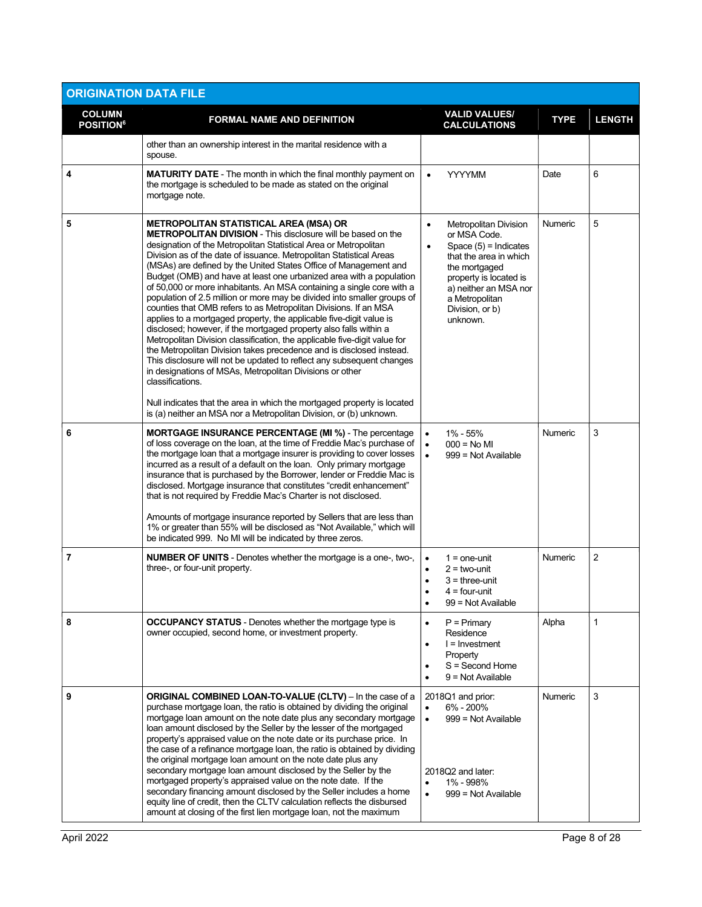## ORIGINATION DATA FILE

| COLUMN POSITION[6] | FORMAL NAME AND DEFINITION | VALID VALUES/ CALCULATIONS | TYPE | LENGTH |
|---|---|---|---|---|
| | other than an ownership interest in the marital residence with a spouse. | | | |
| 4 | **MATURITY DATE** - The month in which the final monthly payment on the mortgage is scheduled to be made as stated on the original mortgage note. | • YYYYMM | Date | 6 |
| 5 | **METROPOLITAN STATISTICAL AREA (MSA) OR METROPOLITAN DIVISION** - This disclosure will be based on the designation of the Metropolitan Statistical Area or Metropolitan Division as of the date of issuance. Metropolitan Statistical Areas (MSAs) are defined by the United States Office of Management and Budget (OMB) and have at least one urbanized area with a population of 50,000 or more inhabitants. An MSA containing a single core with a population of 2.5 million or more may be divided into smaller groups of counties that OMB refers to as Metropolitan Divisions. If an MSA applies to a mortgaged property, the applicable five-digit value is disclosed; however, if the mortgaged property also falls within a Metropolitan Division classification, the applicable five-digit value for the Metropolitan Division takes precedence and is disclosed instead. This disclosure will not be updated to reflect any subsequent changes in designations of MSAs, Metropolitan Divisions or other classifications.<br><br>Null indicates that the area in which the mortgaged property is located is (a) neither an MSA nor a Metropolitan Division, or (b) unknown. | • Metropolitan Division or MSA Code.<br>• Space (5) = Indicates that the area in which the mortgaged property is located is a) neither an MSA nor a Metropolitan Division, or b) unknown. | Numeric | 5 |
| 6 | **MORTGAGE INSURANCE PERCENTAGE (MI %)** - The percentage of loss coverage on the loan, at the time of Freddie Mac's purchase of the mortgage loan that a mortgage insurer is providing to cover losses incurred as a result of a default on the loan. Only primary mortgage insurance that is purchased by the Borrower, lender or Freddie Mac is disclosed. Mortgage insurance that constitutes "credit enhancement" that is not required by Freddie Mac's Charter is not disclosed.<br><br>Amounts of mortgage insurance reported by Sellers that are less than 1% or greater than 55% will be disclosed as "Not Available," which will be indicated 999. No MI will be indicated by three zeros. | • 1% - 55%<br>• 000 = No MI<br>• 999 = Not Available | Numeric | 3 |
| 7 | **NUMBER OF UNITS** - Denotes whether the mortgage is a one-, two-, three-, or four-unit property. | • 1 = one-unit<br>• 2 = two-unit<br>• 3 = three-unit<br>• 4 = four-unit<br>• 99 = Not Available | Numeric | 2 |
| 8 | **OCCUPANCY STATUS** - Denotes whether the mortgage type is owner occupied, second home, or investment property. | • P = Primary Residence<br>• I = Investment Property<br>• S = Second Home<br>• 9 = Not Available | Alpha | 1 |
| 9 | **ORIGINAL COMBINED LOAN-TO-VALUE (CLTV)** – In the case of a purchase mortgage loan, the ratio is obtained by dividing the original mortgage loan amount on the note date plus any secondary mortgage loan amount disclosed by the Seller by the lesser of the mortgaged property's appraised value on the note date or its purchase price. In the case of a refinance mortgage loan, the ratio is obtained by dividing the original mortgage loan amount on the note date plus any secondary mortgage loan amount disclosed by the Seller by the mortgaged property's appraised value on the note date. If the secondary financing amount disclosed by the Seller includes a home equity line of credit, then the CLTV calculation reflects the disbursed amount at closing of the first lien mortgage loan, not the maximum | 2018Q1 and prior:<br>• 6% - 200%<br>• 999 = Not Available<br><br>2018Q2 and later:<br>• 1% - 998%<br>• 999 = Not Available | Numeric | 3 |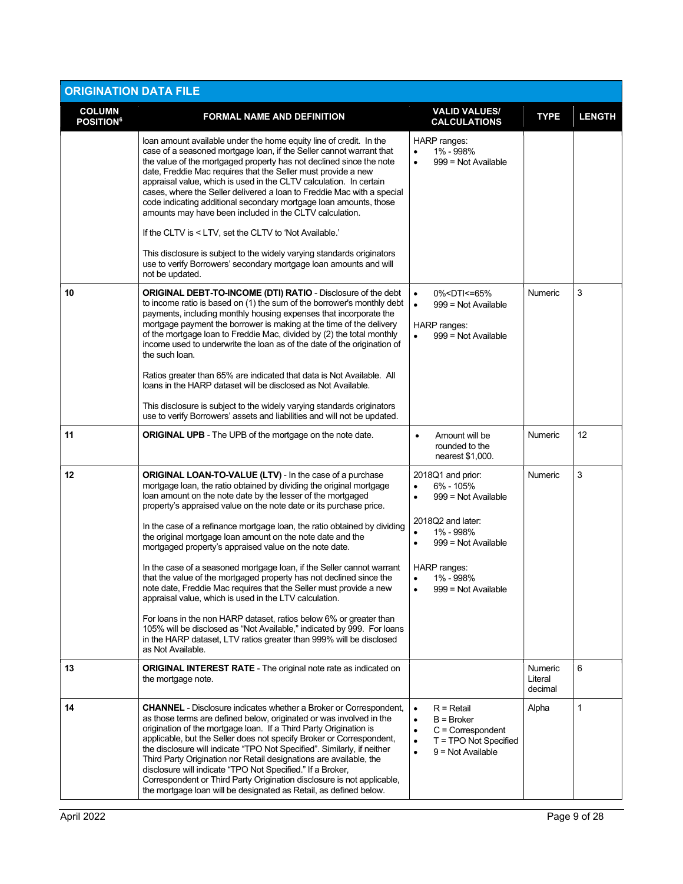## ORIGINATION DATA FILE

| COLUMN POSITION[6] | FORMAL NAME AND DEFINITION | VALID VALUES/ CALCULATIONS | TYPE | LENGTH |
|---|---|---|---|---|
| | loan amount available under the home equity line of credit. In the case of a seasoned mortgage loan, if the Seller cannot warrant that the value of the mortgaged property has not declined since the note date, Freddie Mac requires that the Seller must provide a new appraisal value, which is used in the CLTV calculation. In certain cases, where the Seller delivered a loan to Freddie Mac with a special code indicating additional secondary mortgage loan amounts, those amounts may have been included in the CLTV calculation.<br><br>If the CLTV is < LTV, set the CLTV to 'Not Available.'<br><br>This disclosure is subject to the widely varying standards originators use to verify Borrowers' secondary mortgage loan amounts and will not be updated. | HARP ranges:<br>• 1% - 998%<br>• 999 = Not Available | | |
| 10 | **ORIGINAL DEBT-TO-INCOME (DTI) RATIO** - Disclosure of the debt to income ratio is based on (1) the sum of the borrower's monthly debt payments, including monthly housing expenses that incorporate the mortgage payment the borrower is making at the time of the delivery of the mortgage loan to Freddie Mac, divided by (2) the total monthly income used to underwrite the loan as of the date of the origination of the such loan.<br><br>Ratios greater than 65% are indicated that data is Not Available. All loans in the HARP dataset will be disclosed as Not Available.<br><br>This disclosure is subject to the widely varying standards originators use to verify Borrowers' assets and liabilities and will not be updated. | • 0%<DTI<=65%<br>• 999 = Not Available<br><br>HARP ranges:<br>• 999 = Not Available | Numeric | 3 |
| 11 | **ORIGINAL UPB** - The UPB of the mortgage on the note date. | • Amount will be rounded to the nearest $1,000. | Numeric | 12 |
| 12 | **ORIGINAL LOAN-TO-VALUE (LTV)** - In the case of a purchase mortgage loan, the ratio obtained by dividing the original mortgage loan amount on the note date by the lesser of the mortgaged property's appraised value on the note date or its purchase price.<br><br>In the case of a refinance mortgage loan, the ratio obtained by dividing the original mortgage loan amount on the note date and the mortgaged property's appraised value on the note date.<br><br>In the case of a seasoned mortgage loan, if the Seller cannot warrant that the value of the mortgaged property has not declined since the note date, Freddie Mac requires that the Seller must provide a new appraisal value, which is used in the LTV calculation.<br><br>For loans in the non HARP dataset, ratios below 6% or greater than 105% will be disclosed as "Not Available," indicated by 999. For loans in the HARP dataset, LTV ratios greater than 999% will be disclosed as Not Available. | 2018Q1 and prior:<br>• 6% - 105%<br>• 999 = Not Available<br><br>2018Q2 and later:<br>• 1% - 998%<br>• 999 = Not Available<br><br>HARP ranges:<br>• 1% - 998%<br>• 999 = Not Available | Numeric | 3 |
| 13 | **ORIGINAL INTEREST RATE** - The original note rate as indicated on the mortgage note. | | Numeric Literal decimal | 6 |
| 14 | **CHANNEL** - Disclosure indicates whether a Broker or Correspondent, as those terms are defined below, originated or was involved in the origination of the mortgage loan. If a Third Party Origination is applicable, but the Seller does not specify Broker or Correspondent, the disclosure will indicate "TPO Not Specified". Similarly, if neither Third Party Origination nor Retail designations are available, the disclosure will indicate "TPO Not Specified." If a Broker, Correspondent or Third Party Origination disclosure is not applicable, the mortgage loan will be designated as Retail, as defined below. | • R = Retail<br>• B = Broker<br>• C = Correspondent<br>• T = TPO Not Specified<br>• 9 = Not Available | Alpha | 1 |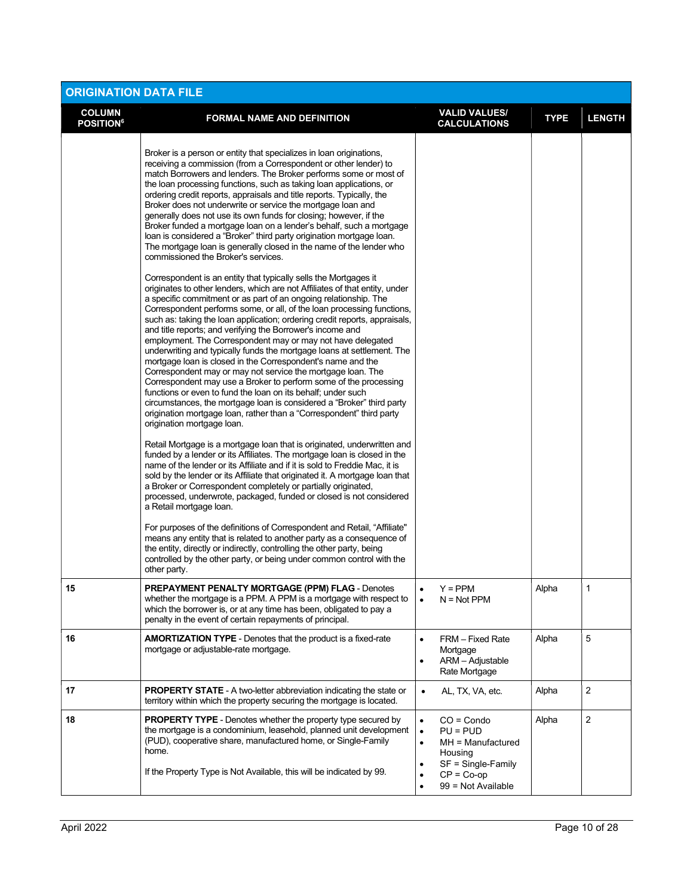## ORIGINATION DATA FILE

| COLUMN POSITION[6] | FORMAL NAME AND DEFINITION | VALID VALUES/ CALCULATIONS | TYPE | LENGTH |
|---|---|---|---|---|
| | Broker is a person or entity that specializes in loan originations, receiving a commission (from a Correspondent or other lender) to match Borrowers and lenders. The Broker performs some or most of the loan processing functions, such as taking loan applications, or ordering credit reports, appraisals and title reports. Typically, the Broker does not underwrite or service the mortgage loan and generally does not use its own funds for closing; however, if the Broker funded a mortgage loan on a lender's behalf, such a mortgage loan is considered a "Broker" third party origination mortgage loan. The mortgage loan is generally closed in the name of the lender who commissioned the Broker's services.<br><br>Correspondent is an entity that typically sells the Mortgages it originates to other lenders, which are not Affiliates of that entity, under a specific commitment or as part of an ongoing relationship. The Correspondent performs some, or all, of the loan processing functions, such as: taking the loan application; ordering credit reports, appraisals, and title reports; and verifying the Borrower's income and employment. The Correspondent may or may not have delegated underwriting and typically funds the mortgage loans at settlement. The mortgage loan is closed in the Correspondent's name and the Correspondent may or may not service the mortgage loan. The Correspondent may use a Broker to perform some of the processing functions or even to fund the loan on its behalf; under such circumstances, the mortgage loan is considered a "Broker" third party origination mortgage loan, rather than a "Correspondent" third party origination mortgage loan.<br><br>Retail Mortgage is a mortgage loan that is originated, underwritten and funded by a lender or its Affiliates. The mortgage loan is closed in the name of the lender or its Affiliate and if it is sold to Freddie Mac, it is sold by the lender or its Affiliate that originated it. A mortgage loan that a Broker or Correspondent completely or partially originated, processed, underwrote, packaged, funded or closed is not considered a Retail mortgage loan.<br><br>For purposes of the definitions of Correspondent and Retail, "Affiliate" means any entity that is related to another party as a consequence of the entity, directly or indirectly, controlling the other party, being controlled by the other party, or being under common control with the other party. | | | |
| 15 | **PREPAYMENT PENALTY MORTGAGE (PPM) FLAG** - Denotes whether the mortgage is a PPM. A PPM is a mortgage with respect to which the borrower is, or at any time has been, obligated to pay a penalty in the event of certain repayments of principal. | • Y = PPM<br>• N = Not PPM | Alpha | 1 |
| 16 | **AMORTIZATION TYPE** - Denotes that the product is a fixed-rate mortgage or adjustable-rate mortgage. | • FRM – Fixed Rate Mortgage<br>• ARM – Adjustable Rate Mortgage | Alpha | 5 |
| 17 | **PROPERTY STATE** - A two-letter abbreviation indicating the state or territory within which the property securing the mortgage is located. | • AL, TX, VA, etc. | Alpha | 2 |
| 18 | **PROPERTY TYPE** - Denotes whether the property type secured by the mortgage is a condominium, leasehold, planned unit development (PUD), cooperative share, manufactured home, or Single-Family home.<br><br>If the Property Type is Not Available, this will be indicated by 99. | • CO = Condo<br>• PU = PUD<br>• MH = Manufactured Housing<br>• SF = Single-Family<br>• CP = Co-op<br>• 99 = Not Available | Alpha | 2 |

April 2022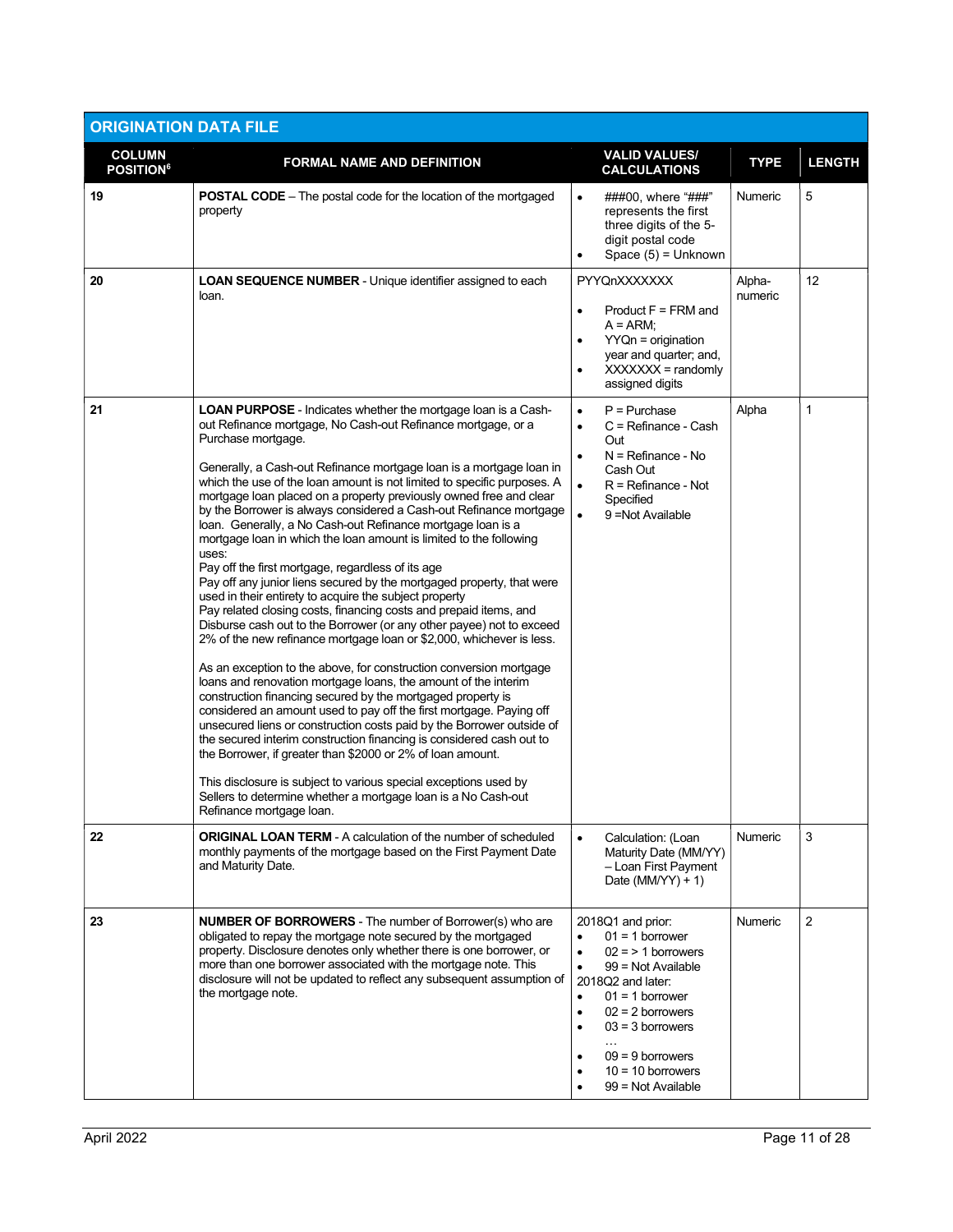## ORIGINATION DATA FILE

| COLUMN POSITION[6] | FORMAL NAME AND DEFINITION | VALID VALUES/ CALCULATIONS | TYPE | LENGTH |
|---|---|---|---|---|
| 19 | **POSTAL CODE** – The postal code for the location of the mortgaged property | • ###00, where "###" represents the first three digits of the 5-digit postal code<br>• Space (5) = Unknown | Numeric | 5 |
| 20 | **LOAN SEQUENCE NUMBER** - Unique identifier assigned to each loan. | PYYQnXXXXXXX<br>• Product F = FRM and A = ARM;<br>• YYQn = origination year and quarter; and,<br>• XXXXXXX = randomly assigned digits | Alpha-numeric | 12 |
| 21 | **LOAN PURPOSE** - Indicates whether the mortgage loan is a Cash-out Refinance mortgage, No Cash-out Refinance mortgage, or a Purchase mortgage.<br><br>Generally, a Cash-out Refinance mortgage loan is a mortgage loan in which the use of the loan amount is not limited to specific purposes. A mortgage loan placed on a property previously owned free and clear by the Borrower is always considered a Cash-out Refinance mortgage loan. Generally, a No Cash-out Refinance mortgage loan is a mortgage loan in which the loan amount is limited to the following uses:<br>Pay off the first mortgage, regardless of its age<br>Pay off any junior liens secured by the mortgaged property, that were used in their entirety to acquire the subject property<br>Pay related closing costs, financing costs and prepaid items, and<br>Disburse cash out to the Borrower (or any other payee) not to exceed 2% of the new refinance mortgage loan or $2,000, whichever is less.<br><br>As an exception to the above, for construction conversion mortgage loans and renovation mortgage loans, the amount of the interim construction financing secured by the mortgaged property is considered an amount used to pay off the first mortgage. Paying off unsecured liens or construction costs paid by the Borrower outside of the secured interim construction financing is considered cash out to the Borrower, if greater than $2000 or 2% of loan amount.<br><br>This disclosure is subject to various special exceptions used by Sellers to determine whether a mortgage loan is a No Cash-out Refinance mortgage loan. | • P = Purchase<br>• C = Refinance - Cash Out<br>• N = Refinance - No Cash Out<br>• R = Refinance - Not Specified<br>• 9 =Not Available | Alpha | 1 |
| 22 | **ORIGINAL LOAN TERM** - A calculation of the number of scheduled monthly payments of the mortgage based on the First Payment Date and Maturity Date. | • Calculation: (Loan Maturity Date (MM/YY) – Loan First Payment Date (MM/YY) + 1) | Numeric | 3 |
| 23 | **NUMBER OF BORROWERS** - The number of Borrower(s) who are obligated to repay the mortgage note secured by the mortgaged property. Disclosure denotes only whether there is one borrower, or more than one borrower associated with the mortgage note. This disclosure will not be updated to reflect any subsequent assumption of the mortgage note. | 2018Q1 and prior:<br>• 01 = 1 borrower<br>• 02 = > 1 borrowers<br>• 99 = Not Available<br>2018Q2 and later:<br>• 01 = 1 borrower<br>• 02 = 2 borrowers<br>• 03 = 3 borrowers<br>…<br>• 09 = 9 borrowers<br>• 10 = 10 borrowers<br>• 99 = Not Available | Numeric | 2 |

April 2022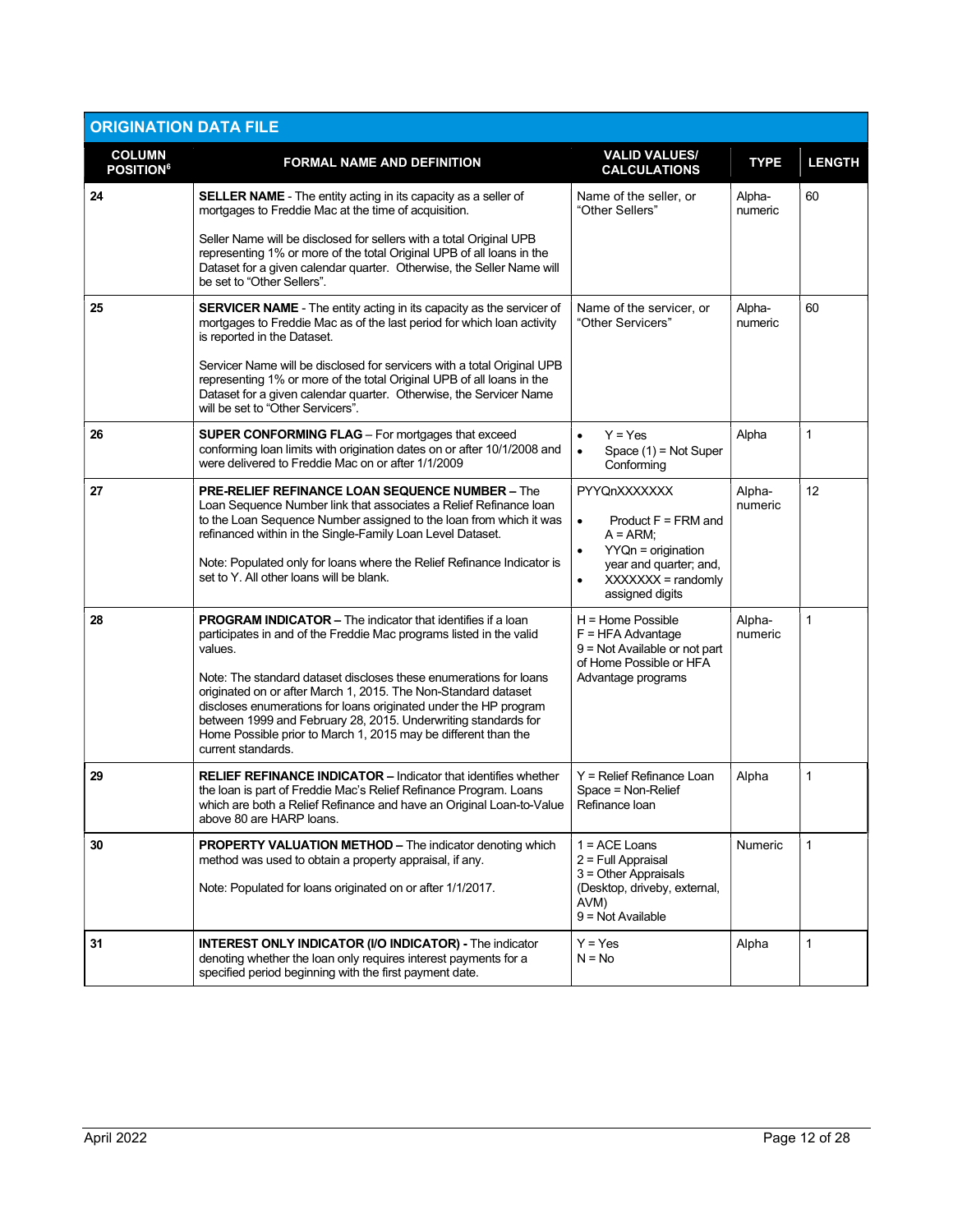## ORIGINATION DATA FILE

| COLUMN POSITION[6] | FORMAL NAME AND DEFINITION | VALID VALUES/ CALCULATIONS | TYPE | LENGTH |
|---|---|---|---|---|
| 24 | **SELLER NAME** - The entity acting in its capacity as a seller of mortgages to Freddie Mac at the time of acquisition.<br><br>Seller Name will be disclosed for sellers with a total Original UPB representing 1% or more of the total Original UPB of all loans in the Dataset for a given calendar quarter. Otherwise, the Seller Name will be set to "Other Sellers". | Name of the seller, or "Other Sellers" | Alpha-numeric | 60 |
| 25 | **SERVICER NAME** - The entity acting in its capacity as the servicer of mortgages to Freddie Mac as of the last period for which loan activity is reported in the Dataset.<br><br>Servicer Name will be disclosed for servicers with a total Original UPB representing 1% or more of the total Original UPB of all loans in the Dataset for a given calendar quarter. Otherwise, the Servicer Name will be set to "Other Servicers". | Name of the servicer, or "Other Servicers" | Alpha-numeric | 60 |
| 26 | **SUPER CONFORMING FLAG** – For mortgages that exceed conforming loan limits with origination dates on or after 10/1/2008 and were delivered to Freddie Mac on or after 1/1/2009 | • Y = Yes<br>• Space (1) = Not Super Conforming | Alpha | 1 |
| 27 | **PRE-RELIEF REFINANCE LOAN SEQUENCE NUMBER –** The Loan Sequence Number link that associates a Relief Refinance loan to the Loan Sequence Number assigned to the loan from which it was refinanced within in the Single-Family Loan Level Dataset.<br><br>Note: Populated only for loans where the Relief Refinance Indicator is set to Y. All other loans will be blank. | PYYQnXXXXXXX<br><br>• Product F = FRM and A = ARM;<br>• YYQn = origination year and quarter; and,<br>• XXXXXXX = randomly assigned digits | Alpha-numeric | 12 |
| 28 | **PROGRAM INDICATOR –** The indicator that identifies if a loan participates in and of the Freddie Mac programs listed in the valid values.<br><br>Note: The standard dataset discloses these enumerations for loans originated on or after March 1, 2015. The Non-Standard dataset discloses enumerations for loans originated under the HP program between 1999 and February 28, 2015. Underwriting standards for Home Possible prior to March 1, 2015 may be different than the current standards. | H = Home Possible<br>F = HFA Advantage<br>9 = Not Available or not part of Home Possible or HFA Advantage programs | Alpha-numeric | 1 |
| 29 | **RELIEF REFINANCE INDICATOR –** Indicator that identifies whether the loan is part of Freddie Mac's Relief Refinance Program. Loans which are both a Relief Refinance and have an Original Loan-to-Value above 80 are HARP loans. | Y = Relief Refinance Loan<br>Space = Non-Relief Refinance loan | Alpha | 1 |
| 30 | **PROPERTY VALUATION METHOD –** The indicator denoting which method was used to obtain a property appraisal, if any.<br><br>Note: Populated for loans originated on or after 1/1/2017. | 1 = ACE Loans<br>2 = Full Appraisal<br>3 = Other Appraisals (Desktop, driveby, external, AVM)<br>9 = Not Available | Numeric | 1 |
| 31 | **INTEREST ONLY INDICATOR (I/O INDICATOR) -** The indicator denoting whether the loan only requires interest payments for a specified period beginning with the first payment date. | Y = Yes<br>N = No | Alpha | 1 |

April 2022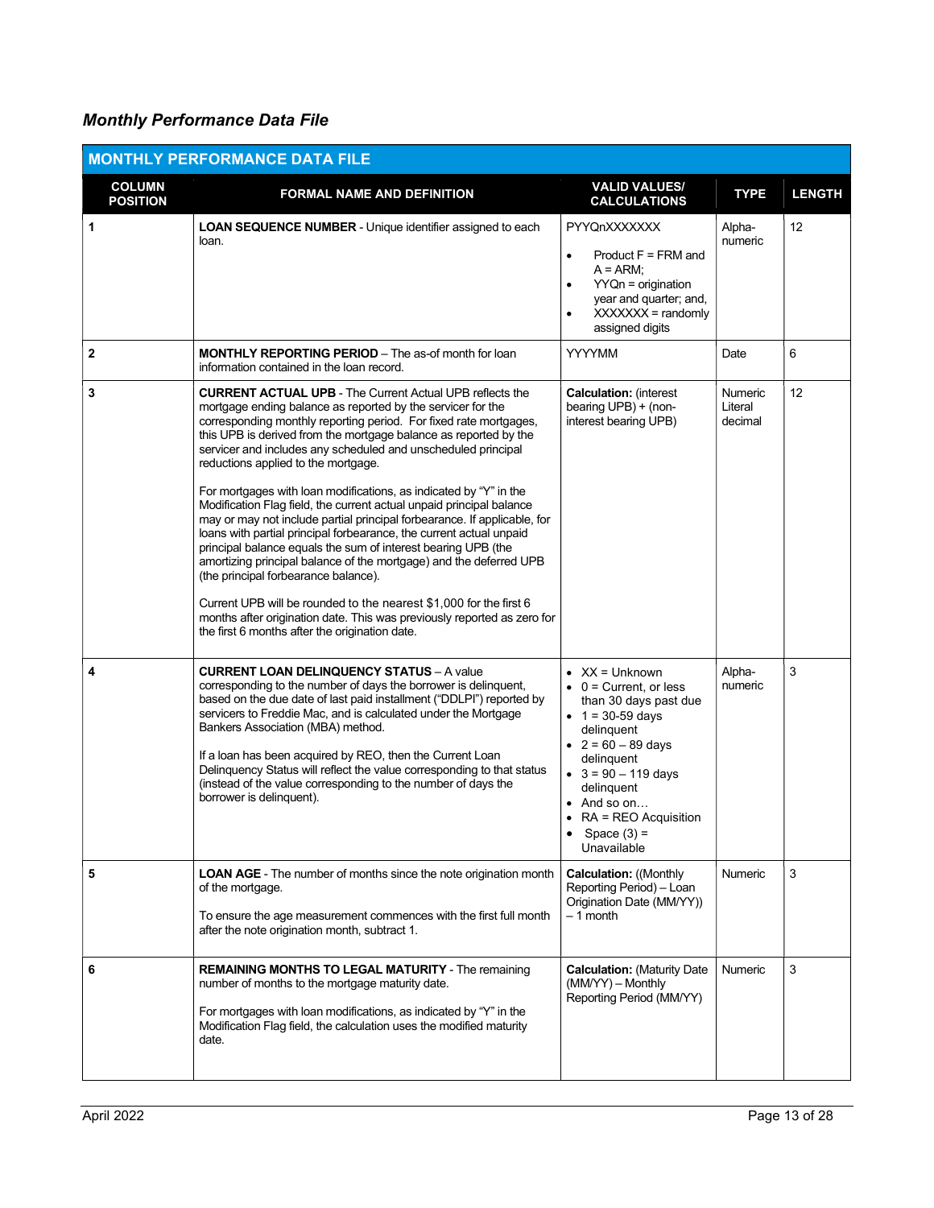## *Monthly Performance Data File*

| MONTHLY PERFORMANCE DATA FILE | | | | |
|---|---|---|---|---|
| **COLUMN POSITION** | **FORMAL NAME AND DEFINITION** | **VALID VALUES/ CALCULATIONS** | **TYPE** | **LENGTH** |
| 1 | **LOAN SEQUENCE NUMBER** - Unique identifier assigned to each loan. | PYYQnXXXXXXX<br>• Product F = FRM and A = ARM;<br>• YYQn = origination year and quarter; and,<br>• XXXXXXX = randomly assigned digits | Alpha-numeric | 12 |
| 2 | **MONTHLY REPORTING PERIOD** – The as-of month for loan information contained in the loan record. | YYYYMM | Date | 6 |
| 3 | **CURRENT ACTUAL UPB** - The Current Actual UPB reflects the mortgage ending balance as reported by the servicer for the corresponding monthly reporting period. For fixed rate mortgages, this UPB is derived from the mortgage balance as reported by the servicer and includes any scheduled and unscheduled principal reductions applied to the mortgage.<br><br>For mortgages with loan modifications, as indicated by "Y" in the Modification Flag field, the current actual unpaid principal balance may or may not include partial principal forbearance. If applicable, for loans with partial principal forbearance, the current actual unpaid principal balance equals the sum of interest bearing UPB (the amortizing principal balance of the mortgage) and the deferred UPB (the principal forbearance balance).<br><br>Current UPB will be rounded to the nearest $1,000 for the first 6 months after origination date. This was previously reported as zero for the first 6 months after the origination date. | **Calculation:** (interest bearing UPB) + (non-interest bearing UPB) | Numeric Literal decimal | 12 |
| 4 | **CURRENT LOAN DELINQUENCY STATUS** – A value corresponding to the number of days the borrower is delinquent, based on the due date of last paid installment ("DDLPI") reported by servicers to Freddie Mac, and is calculated under the Mortgage Bankers Association (MBA) method.<br><br>If a loan has been acquired by REO, then the Current Loan Delinquency Status will reflect the value corresponding to that status (instead of the value corresponding to the number of days the borrower is delinquent). | • XX = Unknown<br>• 0 = Current, or less than 30 days past due<br>• 1 = 30-59 days delinquent<br>• 2 = 60 – 89 days delinquent<br>• 3 = 90 – 119 days delinquent<br>• And so on…<br>• RA = REO Acquisition<br>• Space (3) = Unavailable | Alpha-numeric | 3 |
| 5 | **LOAN AGE** - The number of months since the note origination month of the mortgage.<br><br>To ensure the age measurement commences with the first full month after the note origination month, subtract 1. | **Calculation:** ((Monthly Reporting Period) – Loan Origination Date (MM/YY)) – 1 month | Numeric | 3 |
| 6 | **REMAINING MONTHS TO LEGAL MATURITY** - The remaining number of months to the mortgage maturity date.<br><br>For mortgages with loan modifications, as indicated by "Y" in the Modification Flag field, the calculation uses the modified maturity date. | **Calculation:** (Maturity Date (MM/YY) – Monthly Reporting Period (MM/YY) | Numeric | 3 |

April 2022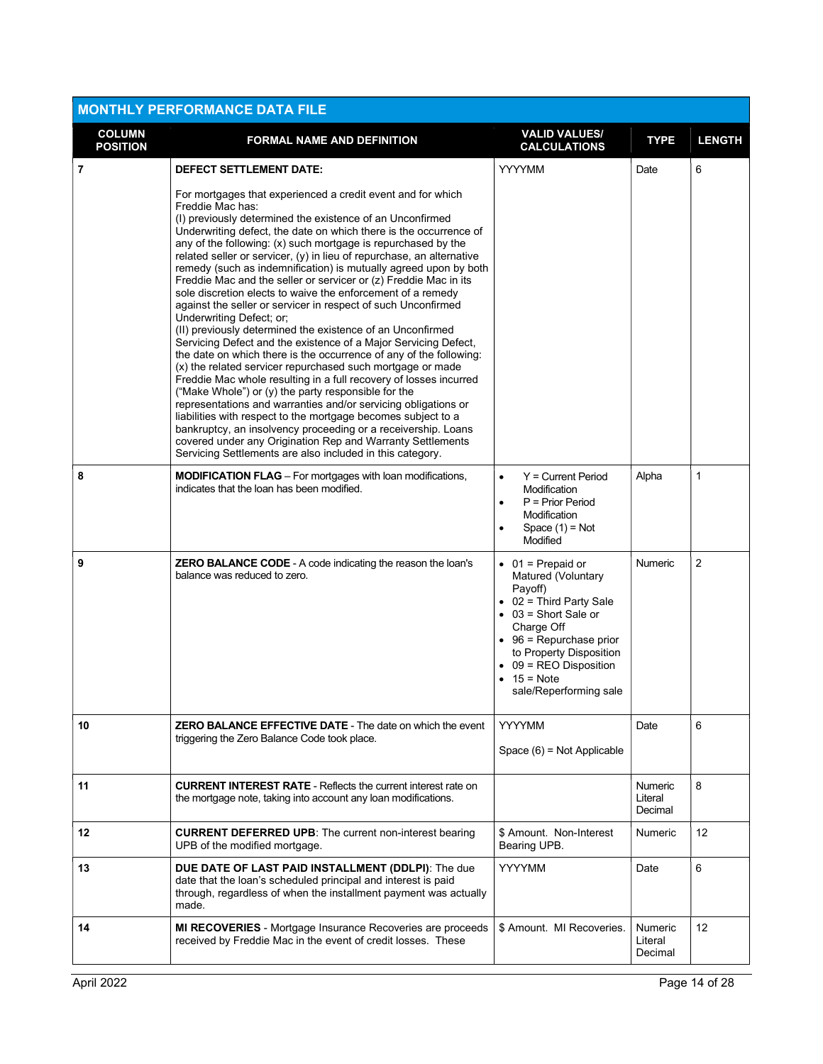## MONTHLY PERFORMANCE DATA FILE

| COLUMN POSITION | FORMAL NAME AND DEFINITION | VALID VALUES/ CALCULATIONS | TYPE | LENGTH |
|---|---|---|---|---|
| 7 | **DEFECT SETTLEMENT DATE:**<br><br>For mortgages that experienced a credit event and for which Freddie Mac has:<br>(I) previously determined the existence of an Unconfirmed Underwriting defect, the date on which there is the occurrence of any of the following: (x) such mortgage is repurchased by the related seller or servicer, (y) in lieu of repurchase, an alternative remedy (such as indemnification) is mutually agreed upon by both Freddie Mac and the seller or servicer or (z) Freddie Mac in its sole discretion elects to waive the enforcement of a remedy against the seller or servicer in respect of such Unconfirmed Underwriting Defect; or;<br>(II) previously determined the existence of an Unconfirmed Servicing Defect and the existence of a Major Servicing Defect, the date on which there is the occurrence of any of the following: (x) the related servicer repurchased such mortgage or made Freddie Mac whole resulting in a full recovery of losses incurred ("Make Whole") or (y) the party responsible for the representations and warranties and/or servicing obligations or liabilities with respect to the mortgage becomes subject to a bankruptcy, an insolvency proceeding or a receivership. Loans covered under any Origination Rep and Warranty Settlements Servicing Settlements are also included in this category. | YYYYMM | Date | 6 |
| 8 | **MODIFICATION FLAG** – For mortgages with loan modifications, indicates that the loan has been modified. | • Y = Current Period Modification<br>• P = Prior Period Modification<br>• Space (1) = Not Modified | Alpha | 1 |
| 9 | **ZERO BALANCE CODE** - A code indicating the reason the loan's balance was reduced to zero. | • 01 = Prepaid or Matured (Voluntary Payoff)<br>• 02 = Third Party Sale<br>• 03 = Short Sale or Charge Off<br>• 96 = Repurchase prior to Property Disposition<br>• 09 = REO Disposition<br>• 15 = Note sale/Reperforming sale | Numeric | 2 |
| 10 | **ZERO BALANCE EFFECTIVE DATE** - The date on which the event triggering the Zero Balance Code took place. | YYYYMM<br><br>Space (6) = Not Applicable | Date | 6 |
| 11 | **CURRENT INTEREST RATE** - Reflects the current interest rate on the mortgage note, taking into account any loan modifications. | | Numeric Literal Decimal | 8 |
| 12 | **CURRENT DEFERRED UPB**: The current non-interest bearing UPB of the modified mortgage. | $ Amount. Non-Interest Bearing UPB. | Numeric | 12 |
| 13 | **DUE DATE OF LAST PAID INSTALLMENT (DDLPI)**: The due date that the loan's scheduled principal and interest is paid through, regardless of when the installment payment was actually made. | YYYYMM | Date | 6 |
| 14 | **MI RECOVERIES** - Mortgage Insurance Recoveries are proceeds received by Freddie Mac in the event of credit losses. These | $ Amount. MI Recoveries. | Numeric Literal Decimal | 12 |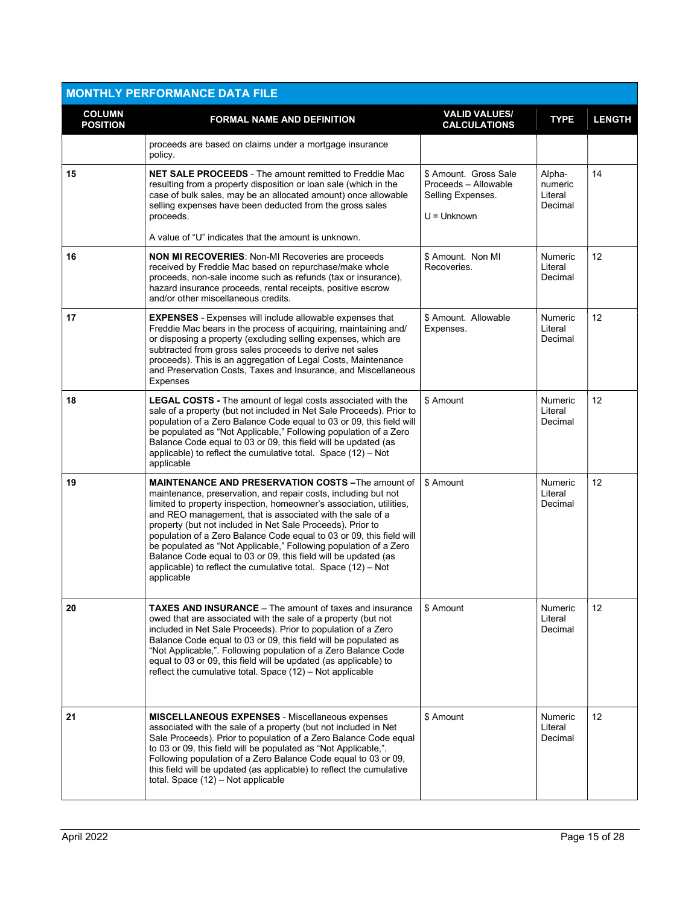| MONTHLY PERFORMANCE DATA FILE | | | | |
|---|---|---|---|---|
| **COLUMN POSITION** | **FORMAL NAME AND DEFINITION** | **VALID VALUES/ CALCULATIONS** | **TYPE** | **LENGTH** |
| | proceeds are based on claims under a mortgage insurance policy. | | | |
| 15 | **NET SALE PROCEEDS** - The amount remitted to Freddie Mac resulting from a property disposition or loan sale (which in the case of bulk sales, may be an allocated amount) once allowable selling expenses have been deducted from the gross sales proceeds.<br><br>A value of "U" indicates that the amount is unknown. | $ Amount. Gross Sale Proceeds – Allowable Selling Expenses.<br><br>U = Unknown | Alpha-numeric Literal Decimal | 14 |
| 16 | **NON MI RECOVERIES**: Non-MI Recoveries are proceeds received by Freddie Mac based on repurchase/make whole proceeds, non-sale income such as refunds (tax or insurance), hazard insurance proceeds, rental receipts, positive escrow and/or other miscellaneous credits. | $ Amount. Non MI Recoveries. | Numeric Literal Decimal | 12 |
| 17 | **EXPENSES** - Expenses will include allowable expenses that Freddie Mac bears in the process of acquiring, maintaining and/ or disposing a property (excluding selling expenses, which are subtracted from gross sales proceeds to derive net sales proceeds). This is an aggregation of Legal Costs, Maintenance and Preservation Costs, Taxes and Insurance, and Miscellaneous Expenses | $ Amount. Allowable Expenses. | Numeric Literal Decimal | 12 |
| 18 | **LEGAL COSTS -** The amount of legal costs associated with the sale of a property (but not included in Net Sale Proceeds). Prior to population of a Zero Balance Code equal to 03 or 09, this field will be populated as "Not Applicable," Following population of a Zero Balance Code equal to 03 or 09, this field will be updated (as applicable) to reflect the cumulative total. Space (12) – Not applicable | $ Amount | Numeric Literal Decimal | 12 |
| 19 | **MAINTENANCE AND PRESERVATION COSTS –**The amount of maintenance, preservation, and repair costs, including but not limited to property inspection, homeowner's association, utilities, and REO management, that is associated with the sale of a property (but not included in Net Sale Proceeds). Prior to population of a Zero Balance Code equal to 03 or 09, this field will be populated as "Not Applicable," Following population of a Zero Balance Code equal to 03 or 09, this field will be updated (as applicable) to reflect the cumulative total. Space (12) – Not applicable | $ Amount | Numeric Literal Decimal | 12 |
| 20 | **TAXES AND INSURANCE** – The amount of taxes and insurance owed that are associated with the sale of a property (but not included in Net Sale Proceeds). Prior to population of a Zero Balance Code equal to 03 or 09, this field will be populated as "Not Applicable,". Following population of a Zero Balance Code equal to 03 or 09, this field will be updated (as applicable) to reflect the cumulative total. Space (12) – Not applicable | $ Amount | Numeric Literal Decimal | 12 |
| 21 | **MISCELLANEOUS EXPENSES** - Miscellaneous expenses associated with the sale of a property (but not included in Net Sale Proceeds). Prior to population of a Zero Balance Code equal to 03 or 09, this field will be populated as "Not Applicable,". Following population of a Zero Balance Code equal to 03 or 09, this field will be updated (as applicable) to reflect the cumulative total. Space (12) – Not applicable | $ Amount | Numeric Literal Decimal | 12 |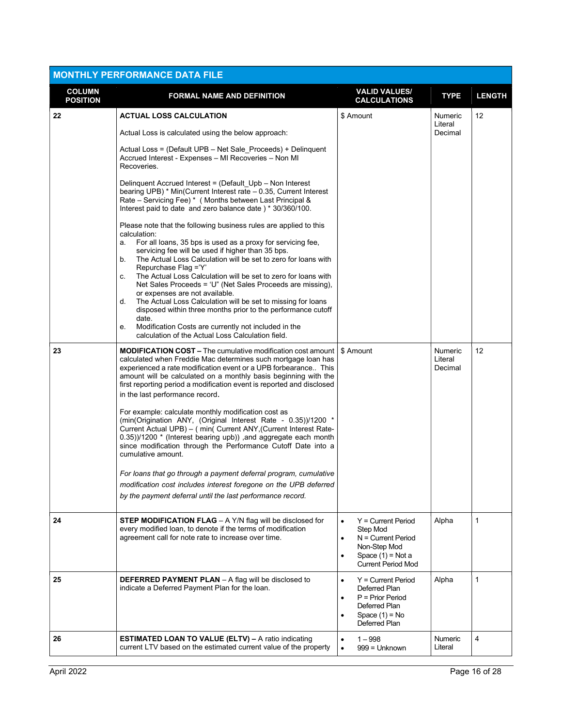## MONTHLY PERFORMANCE DATA FILE

| COLUMN POSITION | FORMAL NAME AND DEFINITION | VALID VALUES/ CALCULATIONS | TYPE | LENGTH |
|---|---|---|---|---|
| 22 | **ACTUAL LOSS CALCULATION**<br><br>Actual Loss is calculated using the below approach:<br><br>Actual Loss = (Default UPB – Net Sale_Proceeds) + Delinquent Accrued Interest - Expenses – MI Recoveries – Non MI Recoveries.<br><br>Delinquent Accrued Interest = (Default_Upb – Non Interest bearing UPB) * Min(Current Interest rate – 0.35, Current Interest Rate – Servicing Fee) * ( Months between Last Principal & Interest paid to date and zero balance date ) * 30/360/100.<br><br>Please note that the following business rules are applied to this calculation:<br>a. For all loans, 35 bps is used as a proxy for servicing fee, servicing fee will be used if higher than 35 bps.<br>b. The Actual Loss Calculation will be set to zero for loans with Repurchase Flag ='Y'<br>c. The Actual Loss Calculation will be set to zero for loans with Net Sales Proceeds = 'U" (Net Sales Proceeds are missing), or expenses are not available.<br>d. The Actual Loss Calculation will be set to missing for loans disposed within three months prior to the performance cutoff date.<br>e. Modification Costs are currently not included in the calculation of the Actual Loss Calculation field. | $ Amount | Numeric Literal Decimal | 12 |
| 23 | **MODIFICATION COST –** The cumulative modification cost amount calculated when Freddie Mac determines such mortgage loan has experienced a rate modification event or a UPB forbearance.. This amount will be calculated on a monthly basis beginning with the first reporting period a modification event is reported and disclosed in the last performance record.<br><br>For example: calculate monthly modification cost as (min(Origination ANY, (Original Interest Rate - 0.35))/1200 * Current Actual UPB) – ( min( Current ANY,(Current Interest Rate-0.35))/1200 * (Interest bearing upb)) ,and aggregate each month since modification through the Performance Cutoff Date into a cumulative amount.<br><br>*For loans that go through a payment deferral program, cumulative modification cost includes interest foregone on the UPB deferred by the payment deferral until the last performance record.* | $ Amount | Numeric Literal Decimal | 12 |
| 24 | **STEP MODIFICATION FLAG** – A Y/N flag will be disclosed for every modified loan, to denote if the terms of modification agreement call for note rate to increase over time. | • Y = Current Period Step Mod<br>• N = Current Period Non-Step Mod<br>• Space (1) = Not a Current Period Mod | Alpha | 1 |
| 25 | **DEFERRED PAYMENT PLAN** – A flag will be disclosed to indicate a Deferred Payment Plan for the loan. | • Y = Current Period Deferred Plan<br>• P = Prior Period Deferred Plan<br>• Space (1) = No Deferred Plan | Alpha | 1 |
| 26 | **ESTIMATED LOAN TO VALUE (ELTV) –** A ratio indicating current LTV based on the estimated current value of the property | • 1 – 998<br>• 999 = Unknown | Numeric Literal | 4 |

April 2022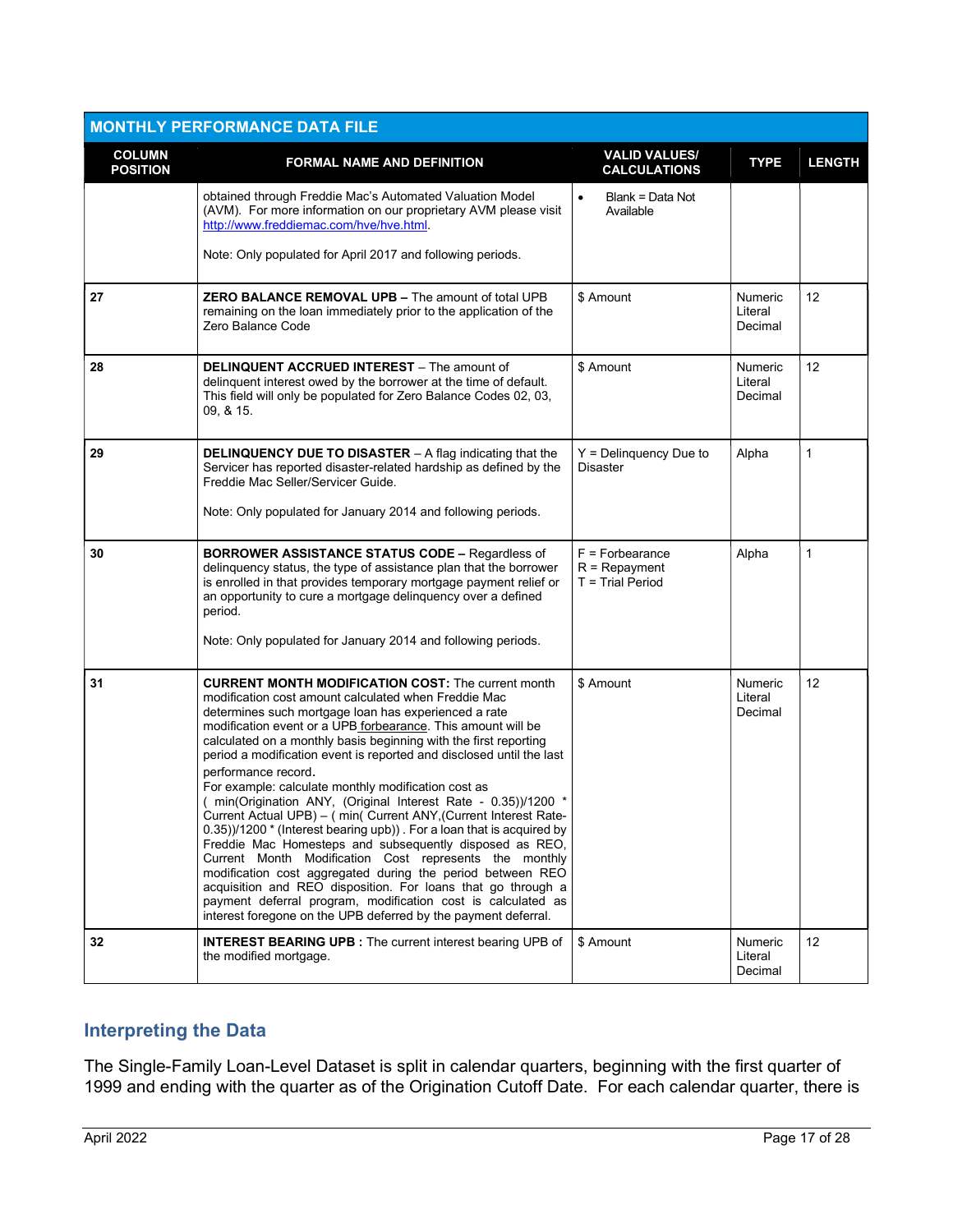| MONTHLY PERFORMANCE DATA FILE | | | | |
|---|---|---|---|---|
| **COLUMN POSITION** | **FORMAL NAME AND DEFINITION** | **VALID VALUES/ CALCULATIONS** | **TYPE** | **LENGTH** |
| | obtained through Freddie Mac's Automated Valuation Model (AVM). For more information on our proprietary AVM please visit http://www.freddiemac.com/hve/hve.html. <br><br> Note: Only populated for April 2017 and following periods. | • Blank = Data Not Available | | |
| 27 | **ZERO BALANCE REMOVAL UPB –** The amount of total UPB remaining on the loan immediately prior to the application of the Zero Balance Code | $ Amount | Numeric Literal Decimal | 12 |
| 28 | **DELINQUENT ACCRUED INTEREST** – The amount of delinquent interest owed by the borrower at the time of default. This field will only be populated for Zero Balance Codes 02, 03, 09, & 15. | $ Amount | Numeric Literal Decimal | 12 |
| 29 | **DELINQUENCY DUE TO DISASTER** – A flag indicating that the Servicer has reported disaster-related hardship as defined by the Freddie Mac Seller/Servicer Guide. <br><br> Note: Only populated for January 2014 and following periods. | Y = Delinquency Due to Disaster | Alpha | 1 |
| 30 | **BORROWER ASSISTANCE STATUS CODE –** Regardless of delinquency status, the type of assistance plan that the borrower is enrolled in that provides temporary mortgage payment relief or an opportunity to cure a mortgage delinquency over a defined period. <br><br> Note: Only populated for January 2014 and following periods. | F = Forbearance <br> R = Repayment <br> T = Trial Period | Alpha | 1 |
| 31 | **CURRENT MONTH MODIFICATION COST:** The current month modification cost amount calculated when Freddie Mac determines such mortgage loan has experienced a rate modification event or a UPB forbearance. This amount will be calculated on a monthly basis beginning with the first reporting period a modification event is reported and disclosed until the last performance record. <br> For example: calculate monthly modification cost as ( min(Origination ANY, (Original Interest Rate - 0.35))/1200 * Current Actual UPB) – ( min( Current ANY,(Current Interest Rate-0.35))/1200 * (Interest bearing upb)) . For a loan that is acquired by Freddie Mac Homesteps and subsequently disposed as REO, Current Month Modification Cost represents the monthly modification cost aggregated during the period between REO acquisition and REO disposition. For loans that go through a payment deferral program, modification cost is calculated as interest foregone on the UPB deferred by the payment deferral. | $ Amount | Numeric Literal Decimal | 12 |
| 32 | **INTEREST BEARING UPB :** The current interest bearing UPB of the modified mortgage. | $ Amount | Numeric Literal Decimal | 12 |

## Interpreting the Data

The Single-Family Loan-Level Dataset is split in calendar quarters, beginning with the first quarter of 1999 and ending with the quarter as of the Origination Cutoff Date. For each calendar quarter, there is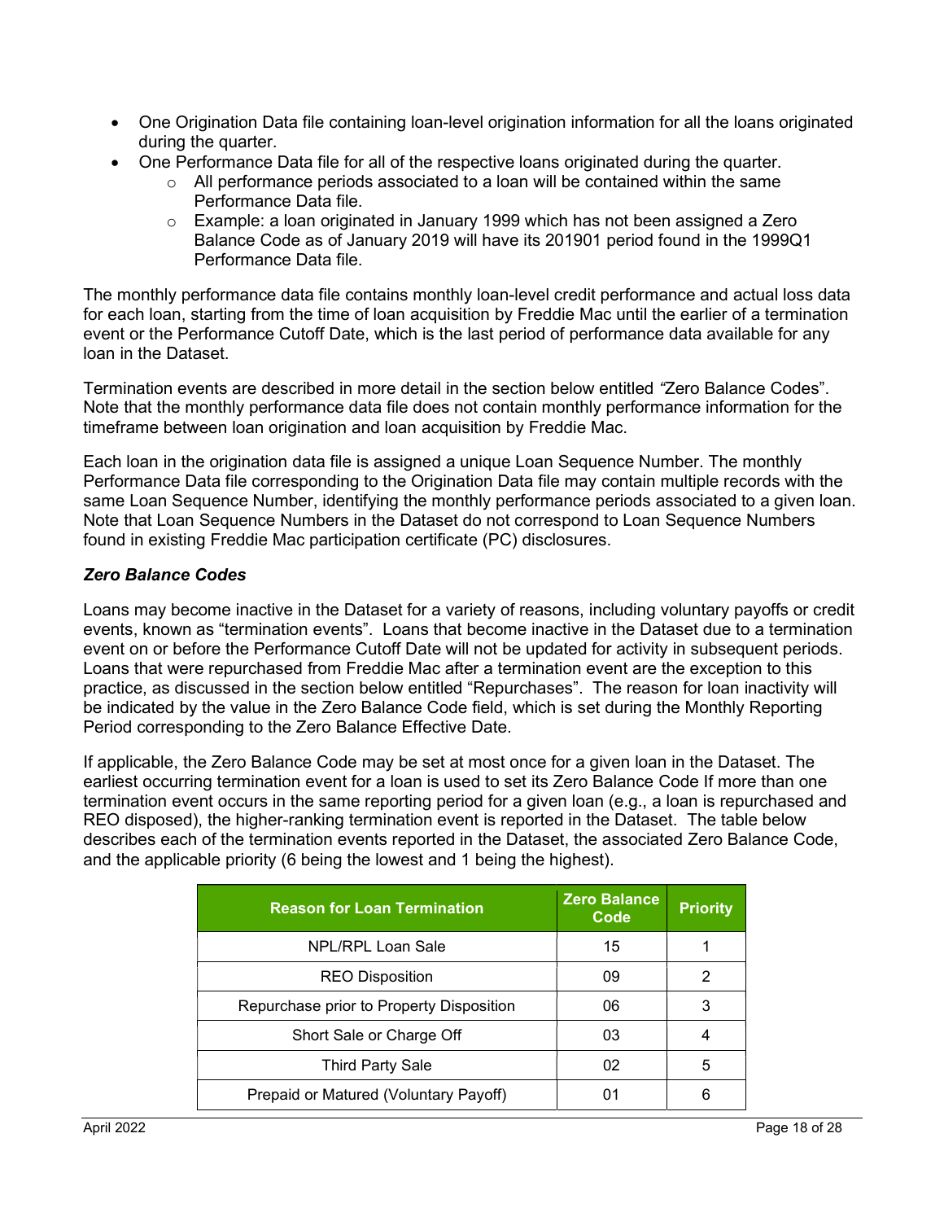- One Origination Data file containing loan-level origination information for all the loans originated during the quarter.
- One Performance Data file for all of the respective loans originated during the quarter.
  - All performance periods associated to a loan will be contained within the same Performance Data file.
  - Example: a loan originated in January 1999 which has not been assigned a Zero Balance Code as of January 2019 will have its 201901 period found in the 1999Q1 Performance Data file.

The monthly performance data file contains monthly loan-level credit performance and actual loss data for each loan, starting from the time of loan acquisition by Freddie Mac until the earlier of a termination event or the Performance Cutoff Date, which is the last period of performance data available for any loan in the Dataset.

Termination events are described in more detail in the section below entitled "Zero Balance Codes". Note that the monthly performance data file does not contain monthly performance information for the timeframe between loan origination and loan acquisition by Freddie Mac.

Each loan in the origination data file is assigned a unique Loan Sequence Number. The monthly Performance Data file corresponding to the Origination Data file may contain multiple records with the same Loan Sequence Number, identifying the monthly performance periods associated to a given loan. Note that Loan Sequence Numbers in the Dataset do not correspond to Loan Sequence Numbers found in existing Freddie Mac participation certificate (PC) disclosures.

### *Zero Balance Codes*

Loans may become inactive in the Dataset for a variety of reasons, including voluntary payoffs or credit events, known as "termination events". Loans that become inactive in the Dataset due to a termination event on or before the Performance Cutoff Date will not be updated for activity in subsequent periods. Loans that were repurchased from Freddie Mac after a termination event are the exception to this practice, as discussed in the section below entitled "Repurchases". The reason for loan inactivity will be indicated by the value in the Zero Balance Code field, which is set during the Monthly Reporting Period corresponding to the Zero Balance Effective Date.

If applicable, the Zero Balance Code may be set at most once for a given loan in the Dataset. The earliest occurring termination event for a loan is used to set its Zero Balance Code If more than one termination event occurs in the same reporting period for a given loan (e.g., a loan is repurchased and REO disposed), the higher-ranking termination event is reported in the Dataset. The table below describes each of the termination events reported in the Dataset, the associated Zero Balance Code, and the applicable priority (6 being the lowest and 1 being the highest).

| Reason for Loan Termination | Zero Balance Code | Priority |
|---|---|---|
| NPL/RPL Loan Sale | 15 | 1 |
| REO Disposition | 09 | 2 |
| Repurchase prior to Property Disposition | 06 | 3 |
| Short Sale or Charge Off | 03 | 4 |
| Third Party Sale | 02 | 5 |
| Prepaid or Matured (Voluntary Payoff) | 01 | 6 |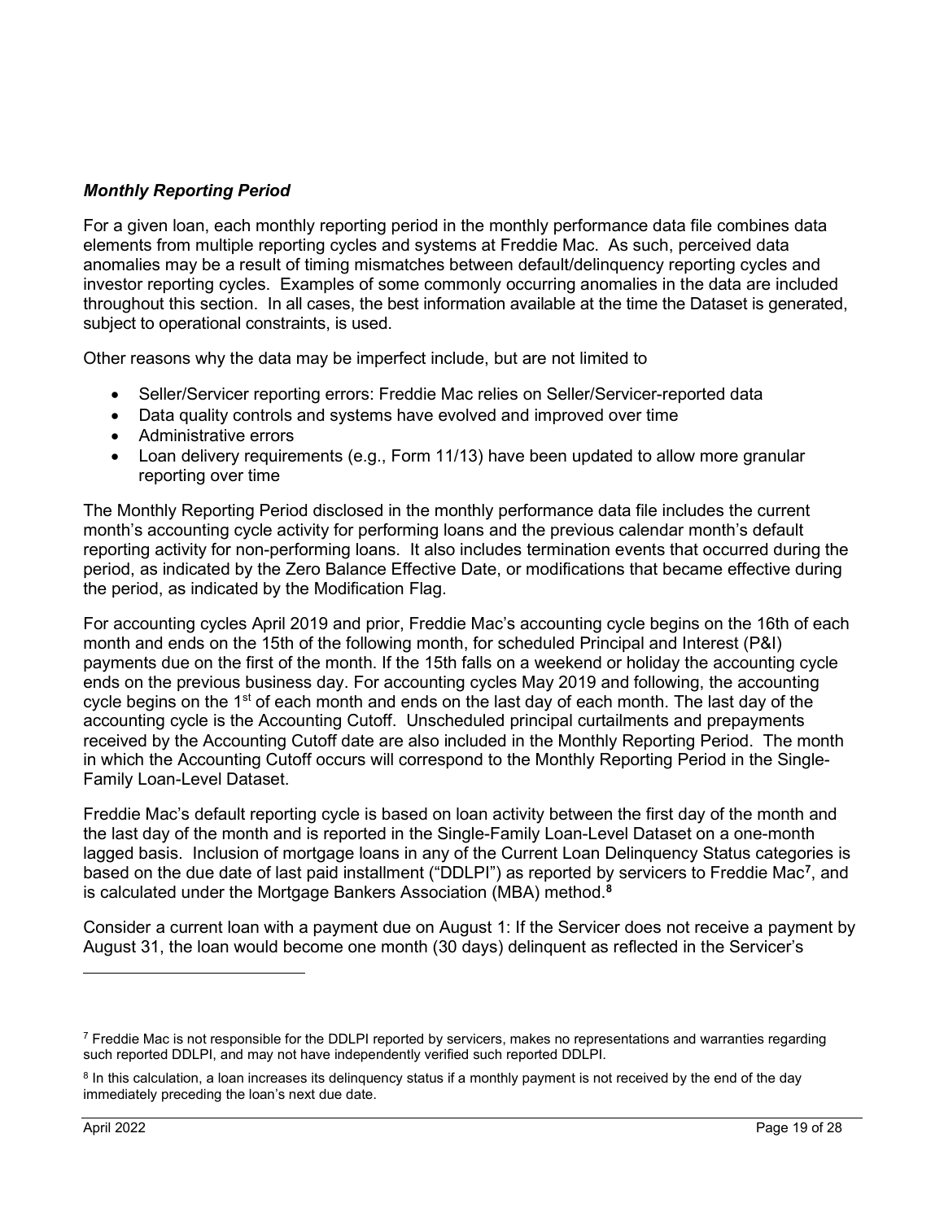### ***Monthly Reporting Period***

For a given loan, each monthly reporting period in the monthly performance data file combines data elements from multiple reporting cycles and systems at Freddie Mac. As such, perceived data anomalies may be a result of timing mismatches between default/delinquency reporting cycles and investor reporting cycles. Examples of some commonly occurring anomalies in the data are included throughout this section. In all cases, the best information available at the time the Dataset is generated, subject to operational constraints, is used.

Other reasons why the data may be imperfect include, but are not limited to

- Seller/Servicer reporting errors: Freddie Mac relies on Seller/Servicer-reported data
- Data quality controls and systems have evolved and improved over time
- Administrative errors
- Loan delivery requirements (e.g., Form 11/13) have been updated to allow more granular reporting over time

The Monthly Reporting Period disclosed in the monthly performance data file includes the current month's accounting cycle activity for performing loans and the previous calendar month's default reporting activity for non-performing loans. It also includes termination events that occurred during the period, as indicated by the Zero Balance Effective Date, or modifications that became effective during the period, as indicated by the Modification Flag.

For accounting cycles April 2019 and prior, Freddie Mac's accounting cycle begins on the 16th of each month and ends on the 15th of the following month, for scheduled Principal and Interest (P&I) payments due on the first of the month. If the 15th falls on a weekend or holiday the accounting cycle ends on the previous business day. For accounting cycles May 2019 and following, the accounting cycle begins on the 1st of each month and ends on the last day of each month. The last day of the accounting cycle is the Accounting Cutoff. Unscheduled principal curtailments and prepayments received by the Accounting Cutoff date are also included in the Monthly Reporting Period. The month in which the Accounting Cutoff occurs will correspond to the Monthly Reporting Period in the Single-Family Loan-Level Dataset.

Freddie Mac's default reporting cycle is based on loan activity between the first day of the month and the last day of the month and is reported in the Single-Family Loan-Level Dataset on a one-month lagged basis. Inclusion of mortgage loans in any of the Current Loan Delinquency Status categories is based on the due date of last paid installment ("DDLPI") as reported by servicers to Freddie Mac[7], and is calculated under the Mortgage Bankers Association (MBA) method.[8]

Consider a current loan with a payment due on August 1: If the Servicer does not receive a payment by August 31, the loan would become one month (30 days) delinquent as reflected in the Servicer's

---

[7] Freddie Mac is not responsible for the DDLPI reported by servicers, makes no representations and warranties regarding such reported DDLPI, and may not have independently verified such reported DDLPI.

[8] In this calculation, a loan increases its delinquency status if a monthly payment is not received by the end of the day immediately preceding the loan's next due date.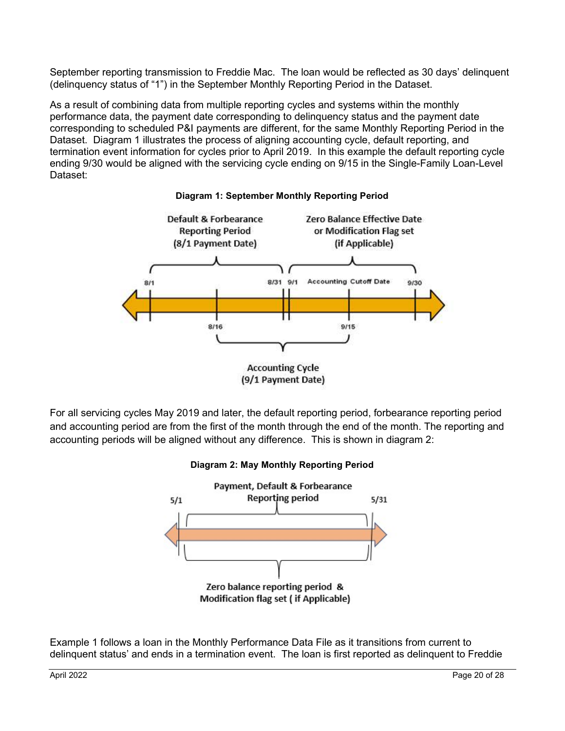September reporting transmission to Freddie Mac. The loan would be reflected as 30 days' delinquent (delinquency status of "1") in the September Monthly Reporting Period in the Dataset.

As a result of combining data from multiple reporting cycles and systems within the monthly performance data, the payment date corresponding to delinquency status and the payment date corresponding to scheduled P&I payments are different, for the same Monthly Reporting Period in the Dataset. Diagram 1 illustrates the process of aligning accounting cycle, default reporting, and termination event information for cycles prior to April 2019. In this example the default reporting cycle ending 9/30 would be aligned with the servicing cycle ending on 9/15 in the Single-Family Loan-Level Dataset:

**Diagram 1: September Monthly Reporting Period**

Default & Forbearance Reporting Period (8/1 Payment Date)

Zero Balance Effective Date or Modification Flag set (if Applicable)

8/1 8/31 9/1 Accounting Cutoff Date 9/30

8/16 9/15

Accounting Cycle (9/1 Payment Date)

For all servicing cycles May 2019 and later, the default reporting period, forbearance reporting period and accounting period are from the first of the month through the end of the month. The reporting and accounting periods will be aligned without any difference. This is shown in diagram 2:

**Diagram 2: May Monthly Reporting Period**

Payment, Default & Forbearance Reporting period

5/1 5/31

Zero balance reporting period & Modification flag set ( if Applicable)

Example 1 follows a loan in the Monthly Performance Data File as it transitions from current to delinquent status' and ends in a termination event. The loan is first reported as delinquent to Freddie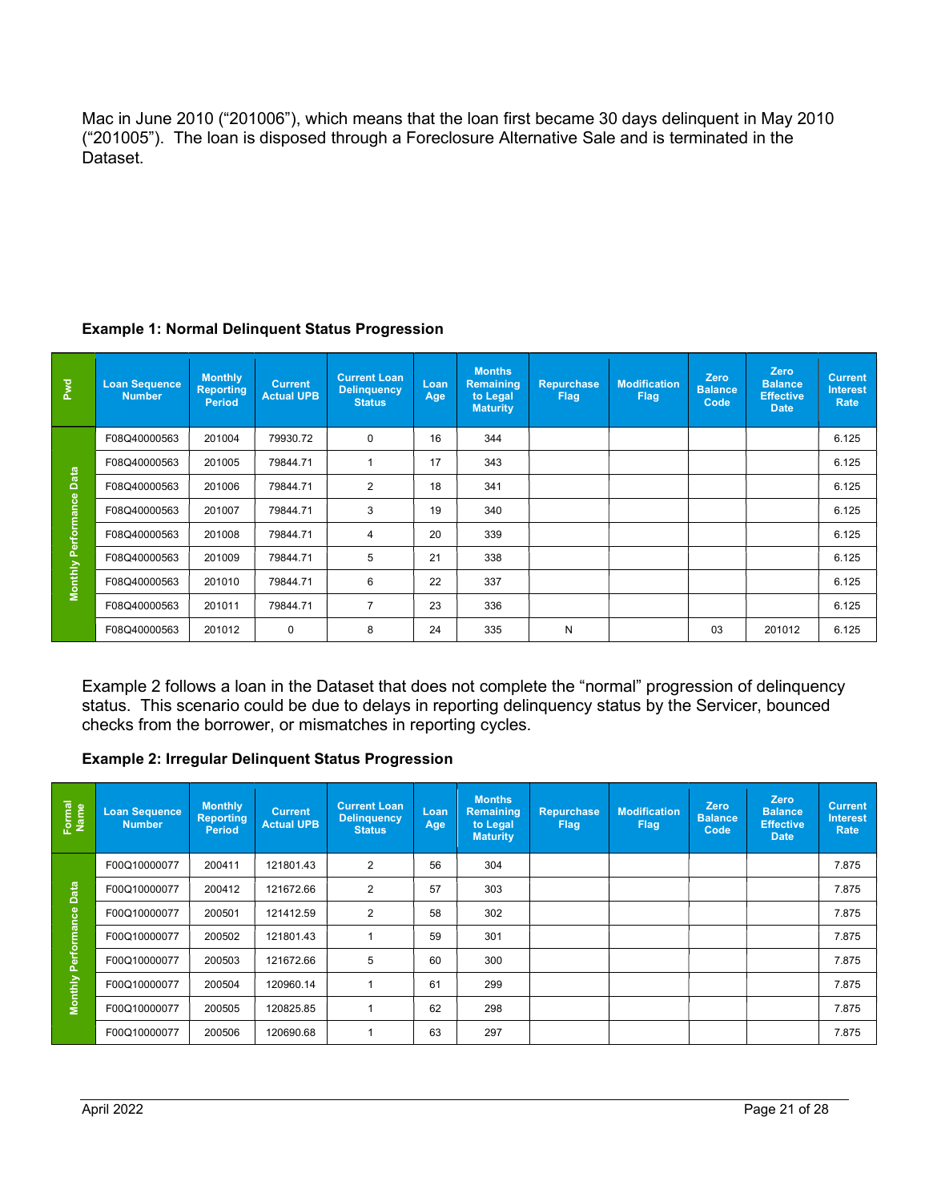Mac in June 2010 ("201006"), which means that the loan first became 30 days delinquent in May 2010 ("201005"). The loan is disposed through a Foreclosure Alternative Sale and is terminated in the Dataset.

**Example 1: Normal Delinquent Status Progression**

| Pwd | Loan Sequence Number | Monthly Reporting Period | Current Actual UPB | Current Loan Delinquency Status | Loan Age | Months Remaining to Legal Maturity | Repurchase Flag | Modification Flag | Zero Balance Code | Zero Balance Effective Date | Current Interest Rate |
|---|---|---|---|---|---|---|---|---|---|---|---|
| Monthly Performance Data | F08Q40000563 | 201004 | 79930.72 | 0 | 16 | 344 | | | | | 6.125 |
| | F08Q40000563 | 201005 | 79844.71 | 1 | 17 | 343 | | | | | 6.125 |
| | F08Q40000563 | 201006 | 79844.71 | 2 | 18 | 341 | | | | | 6.125 |
| | F08Q40000563 | 201007 | 79844.71 | 3 | 19 | 340 | | | | | 6.125 |
| | F08Q40000563 | 201008 | 79844.71 | 4 | 20 | 339 | | | | | 6.125 |
| | F08Q40000563 | 201009 | 79844.71 | 5 | 21 | 338 | | | | | 6.125 |
| | F08Q40000563 | 201010 | 79844.71 | 6 | 22 | 337 | | | | | 6.125 |
| | F08Q40000563 | 201011 | 79844.71 | 7 | 23 | 336 | | | | | 6.125 |
| | F08Q40000563 | 201012 | 0 | 8 | 24 | 335 | N | | 03 | 201012 | 6.125 |

Example 2 follows a loan in the Dataset that does not complete the "normal" progression of delinquency status. This scenario could be due to delays in reporting delinquency status by the Servicer, bounced checks from the borrower, or mismatches in reporting cycles.

**Example 2: Irregular Delinquent Status Progression**

| Formal Name | Loan Sequence Number | Monthly Reporting Period | Current Actual UPB | Current Loan Delinquency Status | Loan Age | Months Remaining to Legal Maturity | Repurchase Flag | Modification Flag | Zero Balance Code | Zero Balance Effective Date | Current Interest Rate |
|---|---|---|---|---|---|---|---|---|---|---|---|
| Monthly Performance Data | F00Q10000077 | 200411 | 121801.43 | 2 | 56 | 304 | | | | | 7.875 |
| | F00Q10000077 | 200412 | 121672.66 | 2 | 57 | 303 | | | | | 7.875 |
| | F00Q10000077 | 200501 | 121412.59 | 2 | 58 | 302 | | | | | 7.875 |
| | F00Q10000077 | 200502 | 121801.43 | 1 | 59 | 301 | | | | | 7.875 |
| | F00Q10000077 | 200503 | 121672.66 | 5 | 60 | 300 | | | | | 7.875 |
| | F00Q10000077 | 200504 | 120960.14 | 1 | 61 | 299 | | | | | 7.875 |
| | F00Q10000077 | 200505 | 120825.85 | 1 | 62 | 298 | | | | | 7.875 |
| | F00Q10000077 | 200506 | 120690.68 | 1 | 63 | 297 | | | | | 7.875 |

April 2022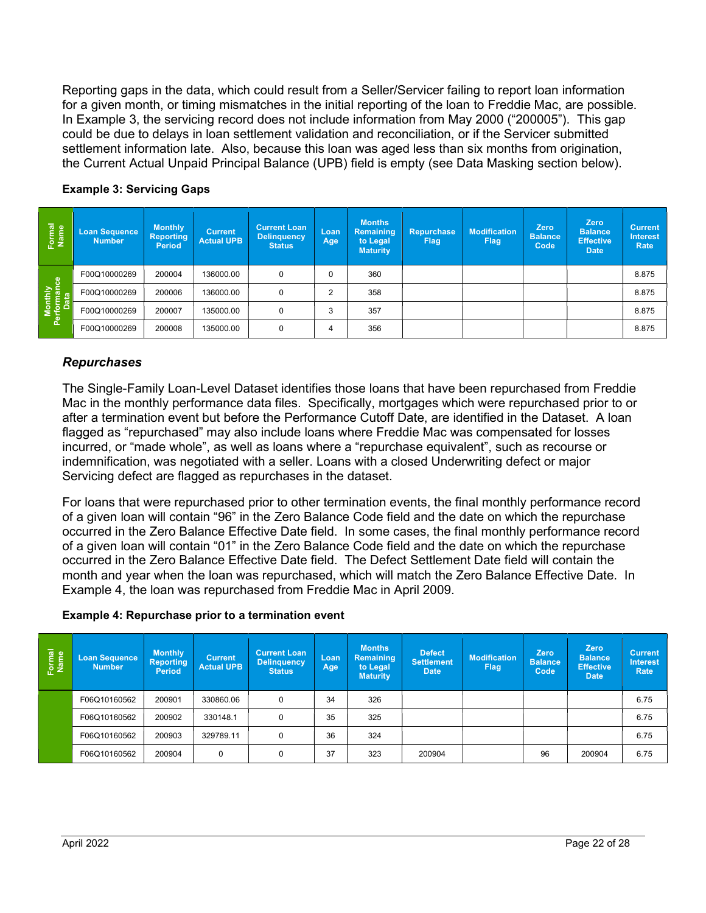Reporting gaps in the data, which could result from a Seller/Servicer failing to report loan information for a given month, or timing mismatches in the initial reporting of the loan to Freddie Mac, are possible. In Example 3, the servicing record does not include information from May 2000 ("200005"). This gap could be due to delays in loan settlement validation and reconciliation, or if the Servicer submitted settlement information late. Also, because this loan was aged less than six months from origination, the Current Actual Unpaid Principal Balance (UPB) field is empty (see Data Masking section below).

**Example 3: Servicing Gaps**

| Formal Name | Loan Sequence Number | Monthly Reporting Period | Current Actual UPB | Current Loan Delinquency Status | Loan Age | Months Remaining to Legal Maturity | Repurchase Flag | Modification Flag | Zero Balance Code | Zero Balance Effective Date | Current Interest Rate |
|---|---|---|---|---|---|---|---|---|---|---|---|
| Monthly Performance Data | F00Q10000269 | 200004 | 136000.00 | 0 | 0 | 360 | | | | | 8.875 |
| | F00Q10000269 | 200006 | 136000.00 | 0 | 2 | 358 | | | | | 8.875 |
| | F00Q10000269 | 200007 | 135000.00 | 0 | 3 | 357 | | | | | 8.875 |
| | F00Q10000269 | 200008 | 135000.00 | 0 | 4 | 356 | | | | | 8.875 |

### *Repurchases*

The Single-Family Loan-Level Dataset identifies those loans that have been repurchased from Freddie Mac in the monthly performance data files. Specifically, mortgages which were repurchased prior to or after a termination event but before the Performance Cutoff Date, are identified in the Dataset. A loan flagged as "repurchased" may also include loans where Freddie Mac was compensated for losses incurred, or "made whole", as well as loans where a "repurchase equivalent", such as recourse or indemnification, was negotiated with a seller. Loans with a closed Underwriting defect or major Servicing defect are flagged as repurchases in the dataset.

For loans that were repurchased prior to other termination events, the final monthly performance record of a given loan will contain "96" in the Zero Balance Code field and the date on which the repurchase occurred in the Zero Balance Effective Date field. In some cases, the final monthly performance record of a given loan will contain "01" in the Zero Balance Code field and the date on which the repurchase occurred in the Zero Balance Effective Date field. The Defect Settlement Date field will contain the month and year when the loan was repurchased, which will match the Zero Balance Effective Date. In Example 4, the loan was repurchased from Freddie Mac in April 2009.

**Example 4: Repurchase prior to a termination event**

| Formal Name | Loan Sequence Number | Monthly Reporting Period | Current Actual UPB | Current Loan Delinquency Status | Loan Age | Months Remaining to Legal Maturity | Defect Settlement Date | Modification Flag | Zero Balance Code | Zero Balance Effective Date | Current Interest Rate |
|---|---|---|---|---|---|---|---|---|---|---|---|
| | F06Q10160562 | 200901 | 330860.06 | 0 | 34 | 326 | | | | | 6.75 |
| | F06Q10160562 | 200902 | 330148.1 | 0 | 35 | 325 | | | | | 6.75 |
| | F06Q10160562 | 200903 | 329789.11 | 0 | 36 | 324 | | | | | 6.75 |
| | F06Q10160562 | 200904 | 0 | 0 | 37 | 323 | 200904 | | 96 | 200904 | 6.75 |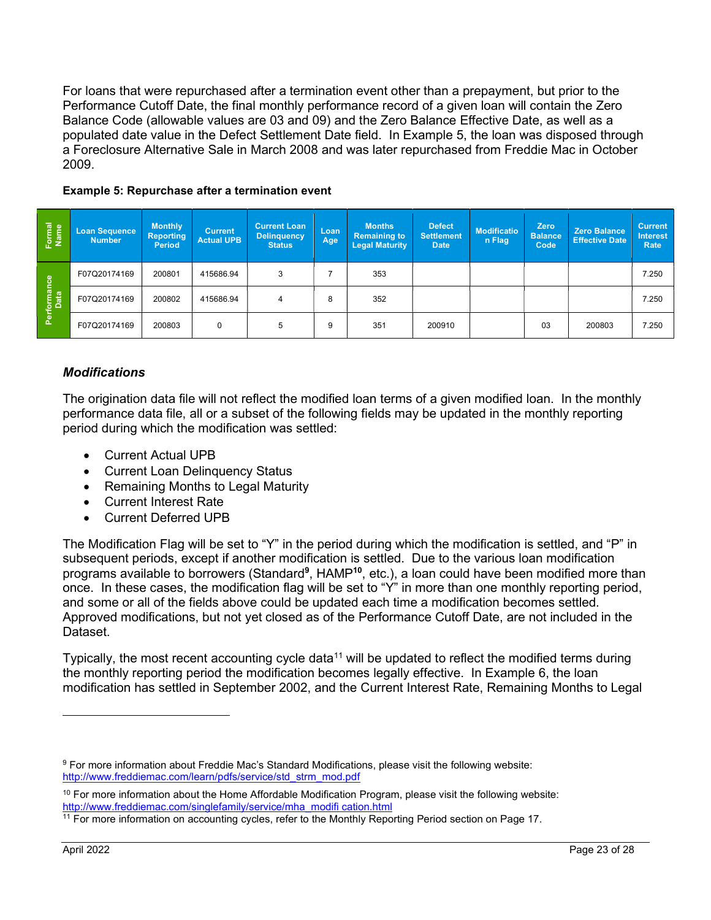For loans that were repurchased after a termination event other than a prepayment, but prior to the Performance Cutoff Date, the final monthly performance record of a given loan will contain the Zero Balance Code (allowable values are 03 and 09) and the Zero Balance Effective Date, as well as a populated date value in the Defect Settlement Date field. In Example 5, the loan was disposed through a Foreclosure Alternative Sale in March 2008 and was later repurchased from Freddie Mac in October 2009.

**Example 5: Repurchase after a termination event**

| Formal Name | Loan Sequence Number | Monthly Reporting Period | Current Actual UPB | Current Loan Delinquency Status | Loan Age | Months Remaining to Legal Maturity | Defect Settlement Date | Modification Flag | Zero Balance Code | Zero Balance Effective Date | Current Interest Rate |
|---|---|---|---|---|---|---|---|---|---|---|---|
| Performance Data | F07Q20174169 | 200801 | 415686.94 | 3 | 7 | 353 | | | | | 7.250 |
| | F07Q20174169 | 200802 | 415686.94 | 4 | 8 | 352 | | | | | 7.250 |
| | F07Q20174169 | 200803 | 0 | 5 | 9 | 351 | 200910 | | 03 | 200803 | 7.250 |

### *Modifications*

The origination data file will not reflect the modified loan terms of a given modified loan. In the monthly performance data file, all or a subset of the following fields may be updated in the monthly reporting period during which the modification was settled:

- Current Actual UPB
- Current Loan Delinquency Status
- Remaining Months to Legal Maturity
- Current Interest Rate
- Current Deferred UPB

The Modification Flag will be set to "Y" in the period during which the modification is settled, and "P" in subsequent periods, except if another modification is settled. Due to the various loan modification programs available to borrowers (Standard[9], HAMP[10], etc.), a loan could have been modified more than once. In these cases, the modification flag will be set to "Y" in more than one monthly reporting period, and some or all of the fields above could be updated each time a modification becomes settled. Approved modifications, but not yet closed as of the Performance Cutoff Date, are not included in the Dataset.

Typically, the most recent accounting cycle data[11] will be updated to reflect the modified terms during the monthly reporting period the modification becomes legally effective. In Example 6, the loan modification has settled in September 2002, and the Current Interest Rate, Remaining Months to Legal

---

[9] For more information about Freddie Mac's Standard Modifications, please visit the following website: http://www.freddiemac.com/learn/pdfs/service/std_strm_mod.pdf

[10] For more information about the Home Affordable Modification Program, please visit the following website: http://www.freddiemac.com/singlefamily/service/mha_modifi cation.html

[11] For more information on accounting cycles, refer to the Monthly Reporting Period section on Page 17.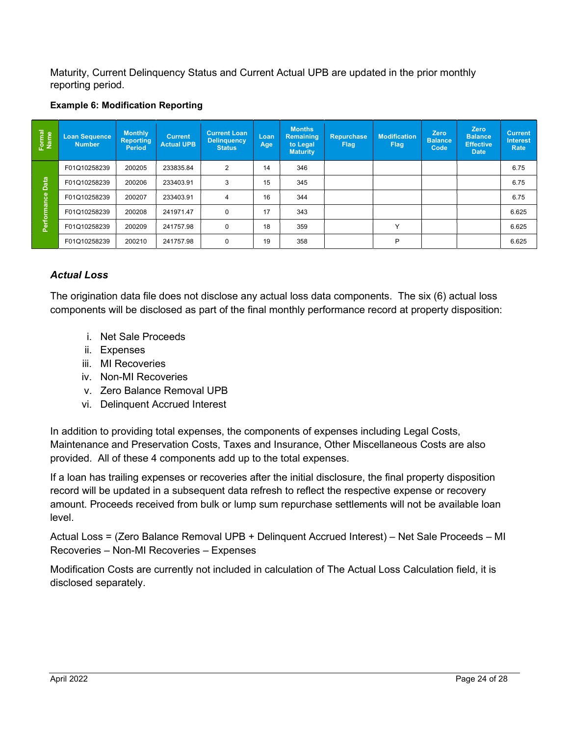Maturity, Current Delinquency Status and Current Actual UPB are updated in the prior monthly reporting period.

**Example 6: Modification Reporting**

| Formal Name | Loan Sequence Number | Monthly Reporting Period | Current Actual UPB | Current Loan Delinquency Status | Loan Age | Months Remaining to Legal Maturity | Repurchase Flag | Modification Flag | Zero Balance Code | Zero Balance Effective Date | Current Interest Rate |
|---|---|---|---|---|---|---|---|---|---|---|---|
| Performance Data | F01Q10258239 | 200205 | 233835.84 | 2 | 14 | 346 | | | | | 6.75 |
| | F01Q10258239 | 200206 | 233403.91 | 3 | 15 | 345 | | | | | 6.75 |
| | F01Q10258239 | 200207 | 233403.91 | 4 | 16 | 344 | | | | | 6.75 |
| | F01Q10258239 | 200208 | 241971.47 | 0 | 17 | 343 | | | | | 6.625 |
| | F01Q10258239 | 200209 | 241757.98 | 0 | 18 | 359 | | Y | | | 6.625 |
| | F01Q10258239 | 200210 | 241757.98 | 0 | 19 | 358 | | P | | | 6.625 |

### *Actual Loss*

The origination data file does not disclose any actual loss data components. The six (6) actual loss components will be disclosed as part of the final monthly performance record at property disposition:

i. Net Sale Proceeds
ii. Expenses
iii. MI Recoveries
iv. Non-MI Recoveries
v. Zero Balance Removal UPB
vi. Delinquent Accrued Interest

In addition to providing total expenses, the components of expenses including Legal Costs, Maintenance and Preservation Costs, Taxes and Insurance, Other Miscellaneous Costs are also provided. All of these 4 components add up to the total expenses.

If a loan has trailing expenses or recoveries after the initial disclosure, the final property disposition record will be updated in a subsequent data refresh to reflect the respective expense or recovery amount. Proceeds received from bulk or lump sum repurchase settlements will not be available loan level.

Actual Loss = (Zero Balance Removal UPB + Delinquent Accrued Interest) – Net Sale Proceeds – MI Recoveries – Non-MI Recoveries – Expenses

Modification Costs are currently not included in calculation of The Actual Loss Calculation field, it is disclosed separately.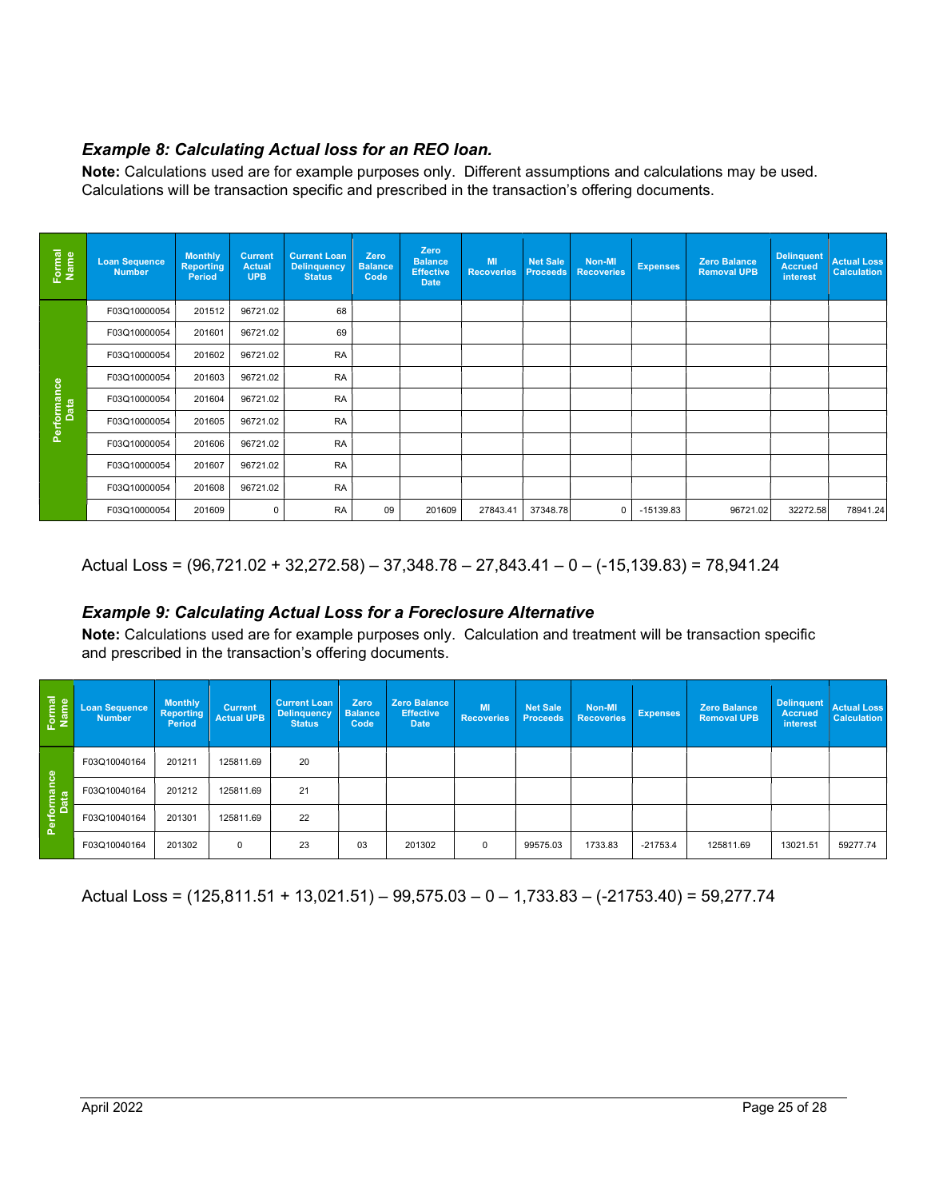### *Example 8: Calculating Actual loss for an REO loan.*

**Note:** Calculations used are for example purposes only. Different assumptions and calculations may be used. Calculations will be transaction specific and prescribed in the transaction's offering documents.

| Formal Name | Loan Sequence Number | Monthly Reporting Period | Current Actual UPB | Current Loan Delinquency Status | Zero Balance Code | Zero Balance Effective Date | MI Recoveries | Net Sale Proceeds | Non-MI Recoveries | Expenses | Zero Balance Removal UPB | Delinquent Accrued interest | Actual Loss Calculation |
|---|---|---|---|---|---|---|---|---|---|---|---|---|---|
| Performance Data | F03Q10000054 | 201512 | 96721.02 | 68 | | | | | | | | | |
| | F03Q10000054 | 201601 | 96721.02 | 69 | | | | | | | | | |
| | F03Q10000054 | 201602 | 96721.02 | RA | | | | | | | | | |
| | F03Q10000054 | 201603 | 96721.02 | RA | | | | | | | | | |
| | F03Q10000054 | 201604 | 96721.02 | RA | | | | | | | | | |
| | F03Q10000054 | 201605 | 96721.02 | RA | | | | | | | | | |
| | F03Q10000054 | 201606 | 96721.02 | RA | | | | | | | | | |
| | F03Q10000054 | 201607 | 96721.02 | RA | | | | | | | | | |
| | F03Q10000054 | 201608 | 96721.02 | RA | | | | | | | | | |
| | F03Q10000054 | 201609 | 0 | RA | 09 | 201609 | 27843.41 | 37348.78 | 0 | -15139.83 | 96721.02 | 32272.58 | 78941.24 |

Actual Loss = (96,721.02 + 32,272.58) – 37,348.78 – 27,843.41 – 0 – (-15,139.83) = 78,941.24

### *Example 9: Calculating Actual Loss for a Foreclosure Alternative*

**Note:** Calculations used are for example purposes only. Calculation and treatment will be transaction specific and prescribed in the transaction's offering documents.

| Formal Name | Loan Sequence Number | Monthly Reporting Period | Current Actual UPB | Current Loan Delinquency Status | Zero Balance Code | Zero Balance Effective Date | MI Recoveries | Net Sale Proceeds | Non-MI Recoveries | Expenses | Zero Balance Removal UPB | Delinquent Accrued interest | Actual Loss Calculation |
|---|---|---|---|---|---|---|---|---|---|---|---|---|---|
| Performance Data | F03Q10040164 | 201211 | 125811.69 | 20 | | | | | | | | | |
| | F03Q10040164 | 201212 | 125811.69 | 21 | | | | | | | | | |
| | F03Q10040164 | 201301 | 125811.69 | 22 | | | | | | | | | |
| | F03Q10040164 | 201302 | 0 | 23 | 03 | 201302 | 0 | 99575.03 | 1733.83 | -21753.4 | 125811.69 | 13021.51 | 59277.74 |

Actual Loss = (125,811.51 + 13,021.51) – 99,575.03 – 0 – 1,733.83 – (-21753.40) = 59,277.74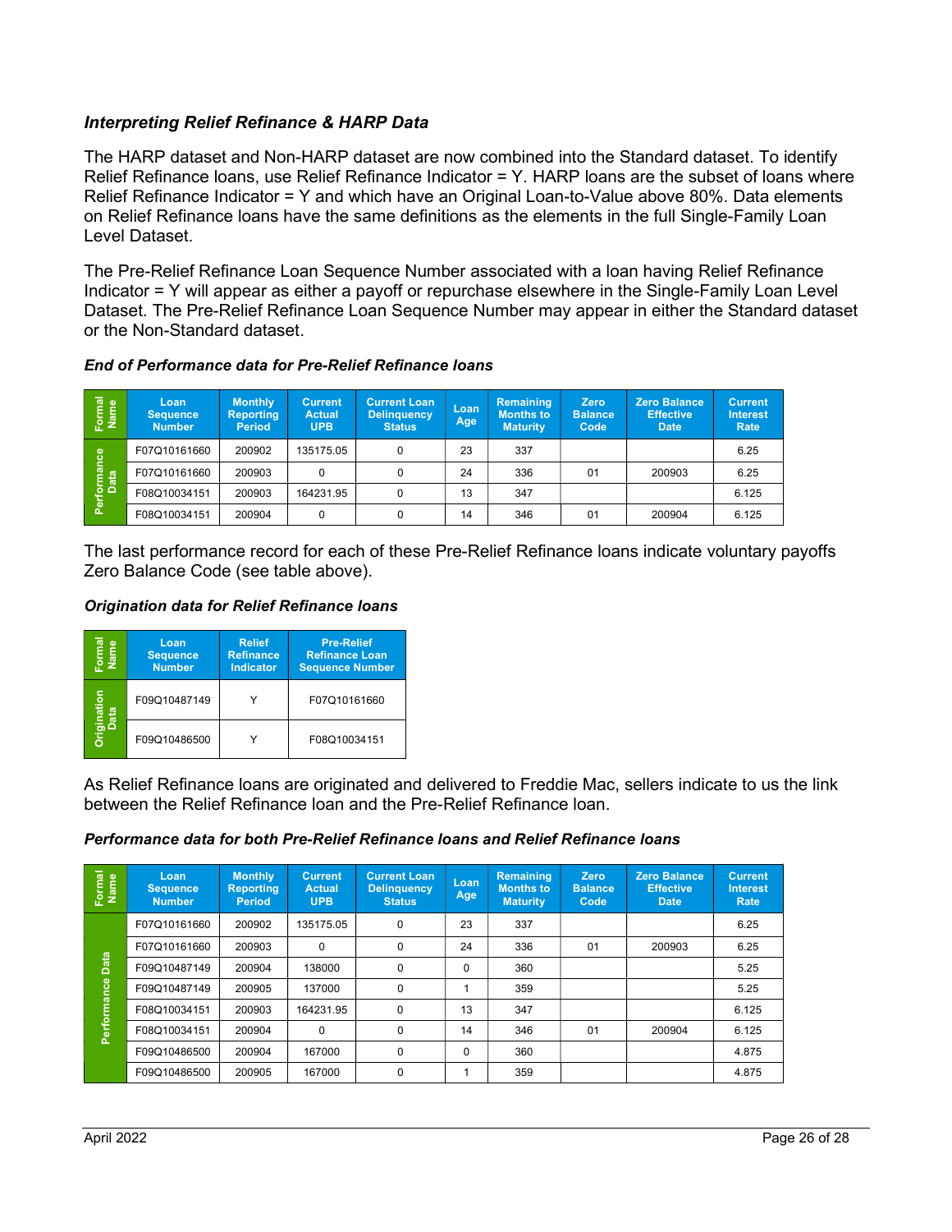### *Interpreting Relief Refinance & HARP Data*

The HARP dataset and Non-HARP dataset are now combined into the Standard dataset. To identify Relief Refinance loans, use Relief Refinance Indicator = Y. HARP loans are the subset of loans where Relief Refinance Indicator = Y and which have an Original Loan-to-Value above 80%. Data elements on Relief Refinance loans have the same definitions as the elements in the full Single-Family Loan Level Dataset.

The Pre-Relief Refinance Loan Sequence Number associated with a loan having Relief Refinance Indicator = Y will appear as either a payoff or repurchase elsewhere in the Single-Family Loan Level Dataset. The Pre-Relief Refinance Loan Sequence Number may appear in either the Standard dataset or the Non-Standard dataset.

***End of Performance data for Pre-Relief Refinance loans***

| Formal Name | Loan Sequence Number | Monthly Reporting Period | Current Actual UPB | Current Loan Delinquency Status | Loan Age | Remaining Months to Maturity | Zero Balance Code | Zero Balance Effective Date | Current Interest Rate |
|---|---|---|---|---|---|---|---|---|---|
| Performance Data | F07Q10161660 | 200902 | 135175.05 | 0 | 23 | 337 | | | 6.25 |
| | F07Q10161660 | 200903 | 0 | 0 | 24 | 336 | 01 | 200903 | 6.25 |
| | F08Q10034151 | 200903 | 164231.95 | 0 | 13 | 347 | | | 6.125 |
| | F08Q10034151 | 200904 | 0 | 0 | 14 | 346 | 01 | 200904 | 6.125 |

The last performance record for each of these Pre-Relief Refinance loans indicate voluntary payoffs Zero Balance Code (see table above).

***Origination data for Relief Refinance loans***

| Formal Name | Loan Sequence Number | Relief Refinance Indicator | Pre-Relief Refinance Loan Sequence Number |
|---|---|---|---|
| Origination Data | F09Q10487149 | Y | F07Q10161660 |
| | F09Q10486500 | Y | F08Q10034151 |

As Relief Refinance loans are originated and delivered to Freddie Mac, sellers indicate to us the link between the Relief Refinance loan and the Pre-Relief Refinance loan.

***Performance data for both Pre-Relief Refinance loans and Relief Refinance loans***

| Formal Name | Loan Sequence Number | Monthly Reporting Period | Current Actual UPB | Current Loan Delinquency Status | Loan Age | Remaining Months to Maturity | Zero Balance Code | Zero Balance Effective Date | Current Interest Rate |
|---|---|---|---|---|---|---|---|---|---|
| Performance Data | F07Q10161660 | 200902 | 135175.05 | 0 | 23 | 337 | | | 6.25 |
| | F07Q10161660 | 200903 | 0 | 0 | 24 | 336 | 01 | 200903 | 6.25 |
| | F09Q10487149 | 200904 | 138000 | 0 | 0 | 360 | | | 5.25 |
| | F09Q10487149 | 200905 | 137000 | 0 | 1 | 359 | | | 5.25 |
| | F08Q10034151 | 200903 | 164231.95 | 0 | 13 | 347 | | | 6.125 |
| | F08Q10034151 | 200904 | 0 | 0 | 14 | 346 | 01 | 200904 | 6.125 |
| | F09Q10486500 | 200904 | 167000 | 0 | 0 | 360 | | | 4.875 |
| | F09Q10486500 | 200905 | 167000 | 0 | 1 | 359 | | | 4.875 |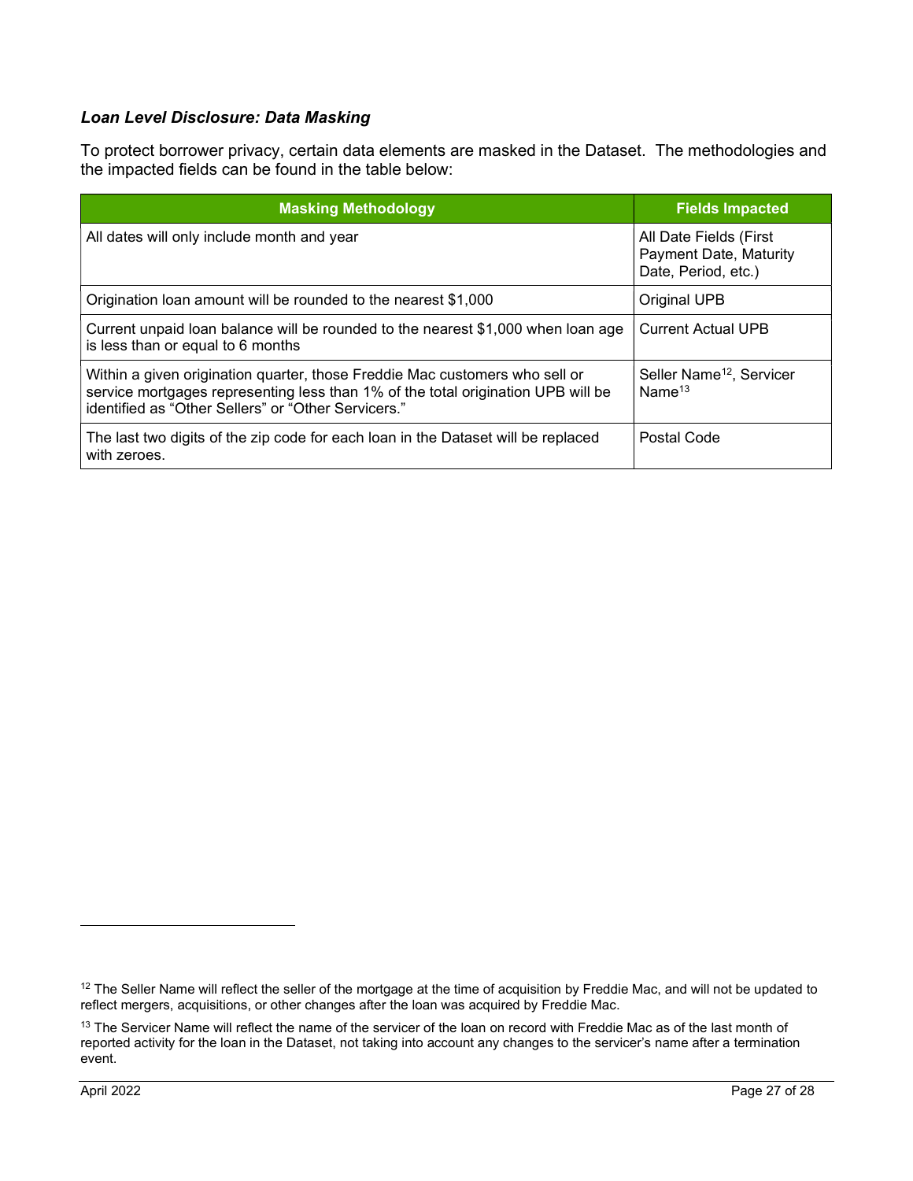### *Loan Level Disclosure: Data Masking*

To protect borrower privacy, certain data elements are masked in the Dataset. The methodologies and the impacted fields can be found in the table below:

| Masking Methodology | Fields Impacted |
|---|---|
| All dates will only include month and year | All Date Fields (First Payment Date, Maturity Date, Period, etc.) |
| Origination loan amount will be rounded to the nearest $1,000 | Original UPB |
| Current unpaid loan balance will be rounded to the nearest $1,000 when loan age is less than or equal to 6 months | Current Actual UPB |
| Within a given origination quarter, those Freddie Mac customers who sell or service mortgages representing less than 1% of the total origination UPB will be identified as "Other Sellers" or "Other Servicers." | Seller Name[12], Servicer Name[13] |
| The last two digits of the zip code for each loan in the Dataset will be replaced with zeroes. | Postal Code |

[12] The Seller Name will reflect the seller of the mortgage at the time of acquisition by Freddie Mac, and will not be updated to reflect mergers, acquisitions, or other changes after the loan was acquired by Freddie Mac.

[13] The Servicer Name will reflect the name of the servicer of the loan on record with Freddie Mac as of the last month of reported activity for the loan in the Dataset, not taking into account any changes to the servicer's name after a termination event.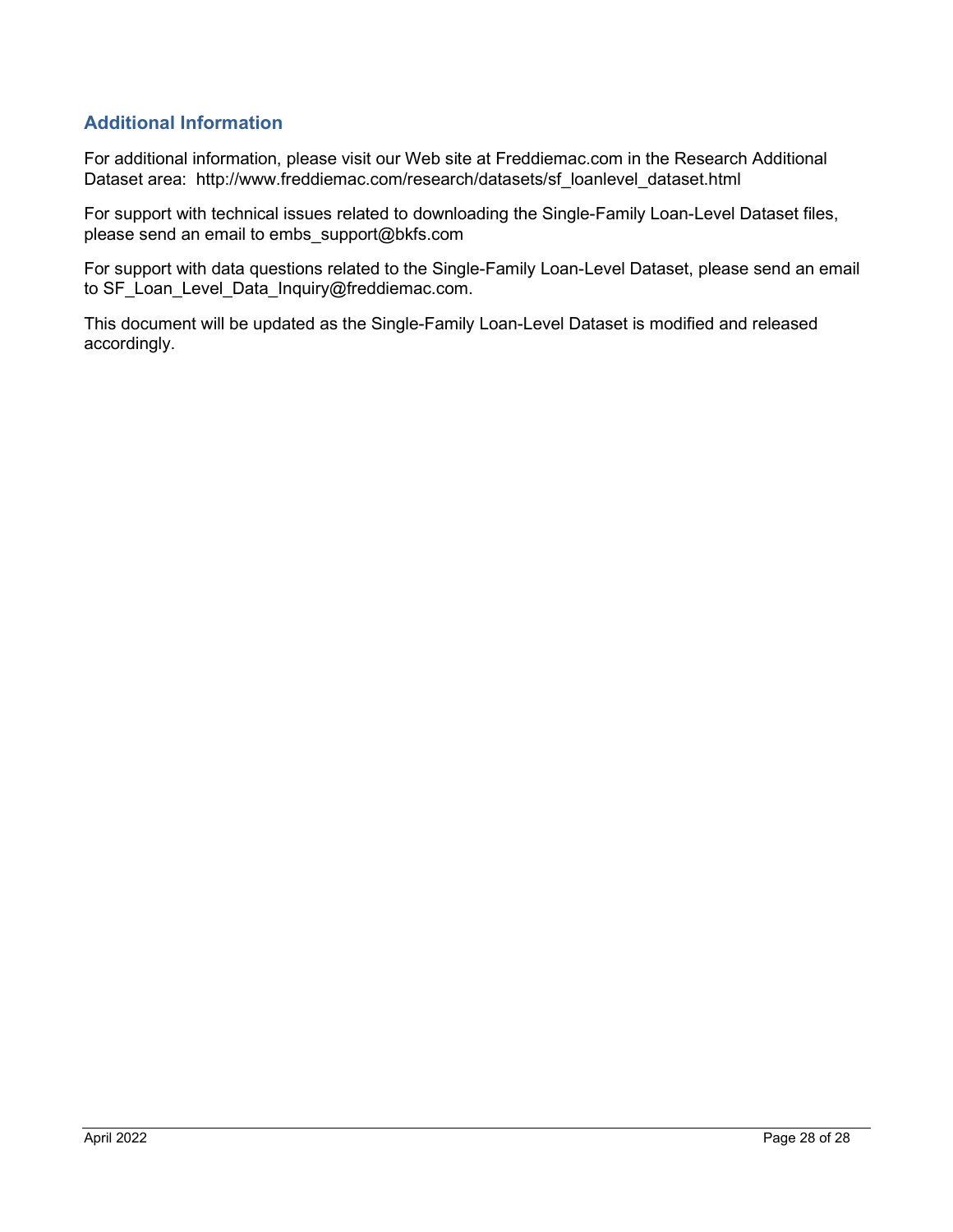## Additional Information

For additional information, please visit our Web site at Freddiemac.com in the Research Additional Dataset area: http://www.freddiemac.com/research/datasets/sf_loanlevel_dataset.html

For support with technical issues related to downloading the Single-Family Loan-Level Dataset files, please send an email to embs_support@bkfs.com

For support with data questions related to the Single-Family Loan-Level Dataset, please send an email to SF_Loan_Level_Data_Inquiry@freddiemac.com.

This document will be updated as the Single-Family Loan-Level Dataset is modified and released accordingly.